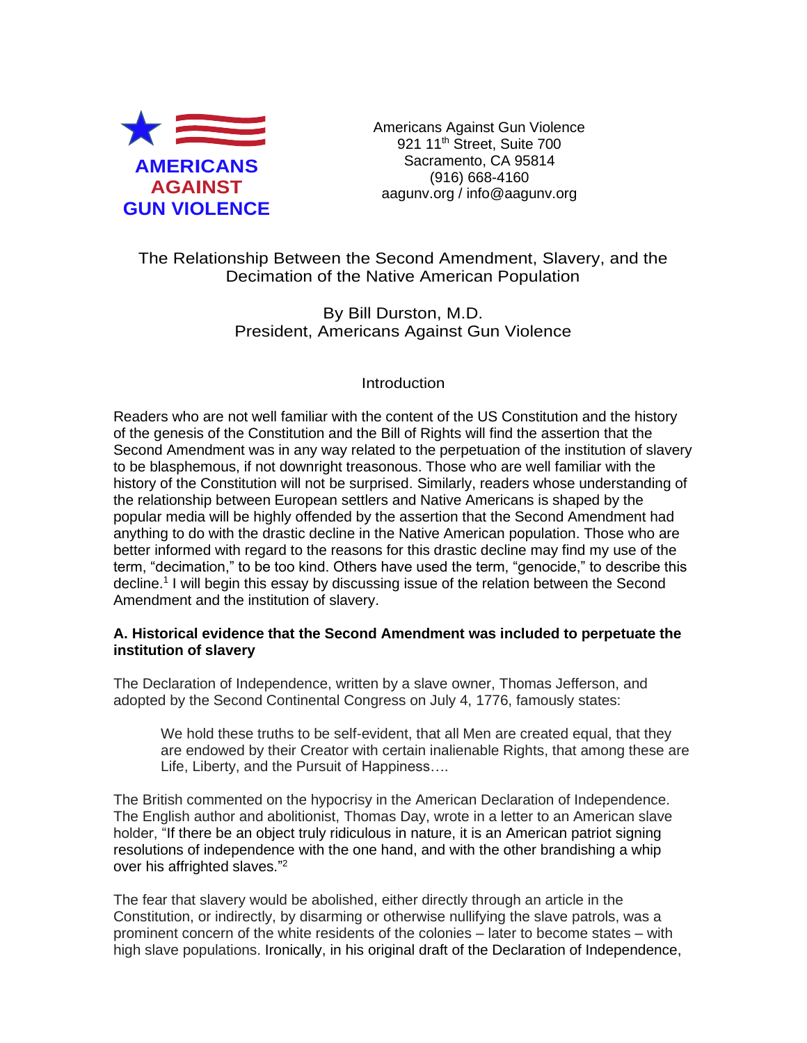**AMERICANS AGAINST GUN VIOLENCE**

Americans Against Gun Violence
921 11th Street, Suite 700
Sacramento, CA 95814
(916) 668-4160
aagunv.org / info@aagunv.org

# The Relationship Between the Second Amendment, Slavery, and the Decimation of the Native American Population

By Bill Durston, M.D.
President, Americans Against Gun Violence

## Introduction

Readers who are not well familiar with the content of the US Constitution and the history of the genesis of the Constitution and the Bill of Rights will find the assertion that the Second Amendment was in any way related to the perpetuation of the institution of slavery to be blasphemous, if not downright treasonous. Those who are well familiar with the history of the Constitution will not be surprised. Similarly, readers whose understanding of the relationship between European settlers and Native Americans is shaped by the popular media will be highly offended by the assertion that the Second Amendment had anything to do with the drastic decline in the Native American population. Those who are better informed with regard to the reasons for this drastic decline may find my use of the term, "decimation," to be too kind. Others have used the term, "genocide," to describe this decline.[1] I will begin this essay by discussing issue of the relation between the Second Amendment and the institution of slavery.

### A. Historical evidence that the Second Amendment was included to perpetuate the institution of slavery

The Declaration of Independence, written by a slave owner, Thomas Jefferson, and adopted by the Second Continental Congress on July 4, 1776, famously states:

> We hold these truths to be self-evident, that all Men are created equal, that they are endowed by their Creator with certain inalienable Rights, that among these are Life, Liberty, and the Pursuit of Happiness….

The British commented on the hypocrisy in the American Declaration of Independence. The English author and abolitionist, Thomas Day, wrote in a letter to an American slave holder, "If there be an object truly ridiculous in nature, it is an American patriot signing resolutions of independence with the one hand, and with the other brandishing a whip over his affrighted slaves."[2]

The fear that slavery would be abolished, either directly through an article in the Constitution, or indirectly, by disarming or otherwise nullifying the slave patrols, was a prominent concern of the white residents of the colonies – later to become states – with high slave populations. Ironically, in his original draft of the Declaration of Independence,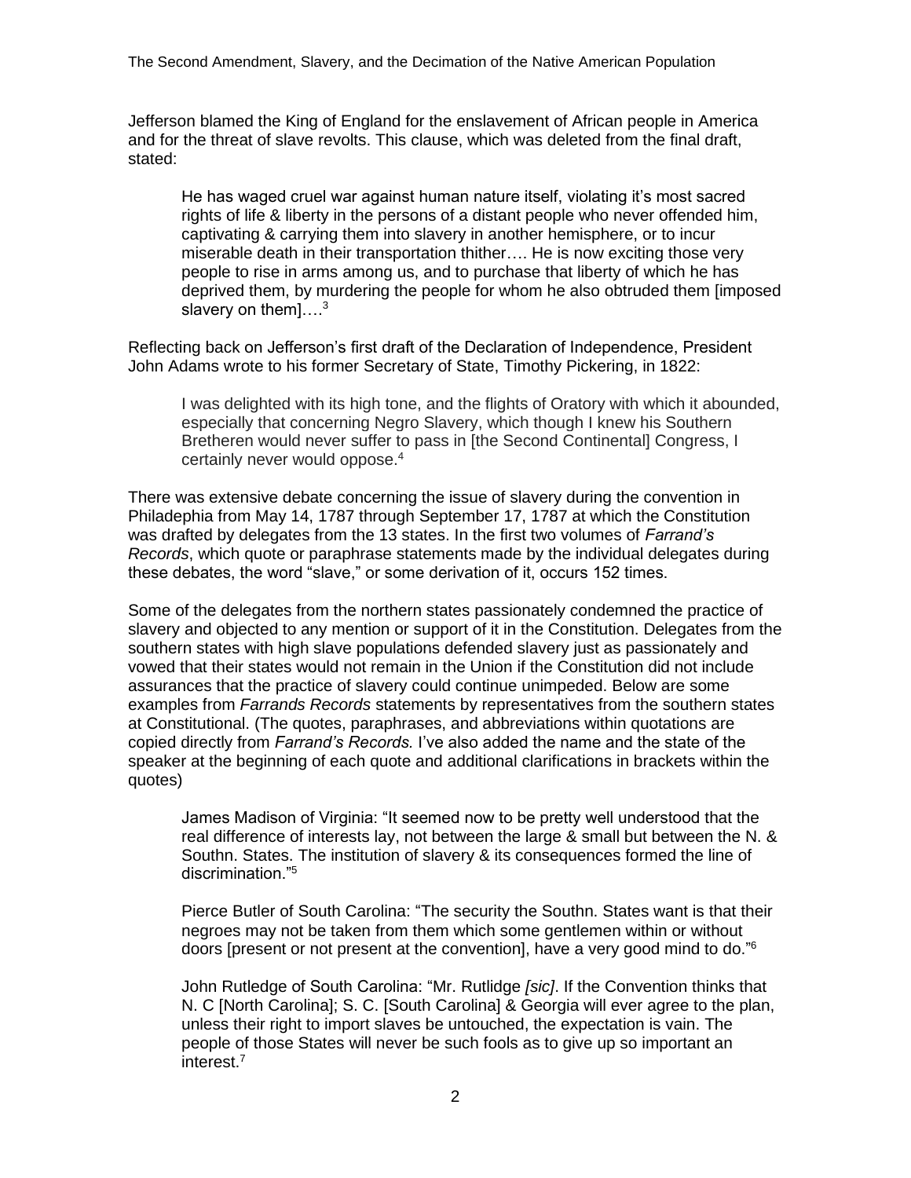Jefferson blamed the King of England for the enslavement of African people in America and for the threat of slave revolts. This clause, which was deleted from the final draft, stated:

> He has waged cruel war against human nature itself, violating it's most sacred rights of life & liberty in the persons of a distant people who never offended him, captivating & carrying them into slavery in another hemisphere, or to incur miserable death in their transportation thither…. He is now exciting those very people to rise in arms among us, and to purchase that liberty of which he has deprived them, by murdering the people for whom he also obtruded them [imposed slavery on them]….[3]

Reflecting back on Jefferson's first draft of the Declaration of Independence, President John Adams wrote to his former Secretary of State, Timothy Pickering, in 1822:

> I was delighted with its high tone, and the flights of Oratory with which it abounded, especially that concerning Negro Slavery, which though I knew his Southern Bretheren would never suffer to pass in [the Second Continental] Congress, I certainly never would oppose.[4]

There was extensive debate concerning the issue of slavery during the convention in Philadelphia from May 14, 1787 through September 17, 1787 at which the Constitution was drafted by delegates from the 13 states. In the first two volumes of *Farrand's Records*, which quote or paraphrase statements made by the individual delegates during these debates, the word "slave," or some derivation of it, occurs 152 times.

Some of the delegates from the northern states passionately condemned the practice of slavery and objected to any mention or support of it in the Constitution. Delegates from the southern states with high slave populations defended slavery just as passionately and vowed that their states would not remain in the Union if the Constitution did not include assurances that the practice of slavery could continue unimpeded. Below are some examples from *Farrands Records* statements by representatives from the southern states at Constitutional. (The quotes, paraphrases, and abbreviations within quotations are copied directly from *Farrand's Records.* I've also added the name and the state of the speaker at the beginning of each quote and additional clarifications in brackets within the quotes)

> James Madison of Virginia: "It seemed now to be pretty well understood that the real difference of interests lay, not between the large & small but between the N. & Southn. States. The institution of slavery & its consequences formed the line of discrimination."[5]
>
> Pierce Butler of South Carolina: "The security the Southn. States want is that their negroes may not be taken from them which some gentlemen within or without doors [present or not present at the convention], have a very good mind to do."[6]
>
> John Rutledge of South Carolina: "Mr. Rutlidge *[sic]*. If the Convention thinks that N. C [North Carolina]; S. C. [South Carolina] & Georgia will ever agree to the plan, unless their right to import slaves be untouched, the expectation is vain. The people of those States will never be such fools as to give up so important an interest.[7]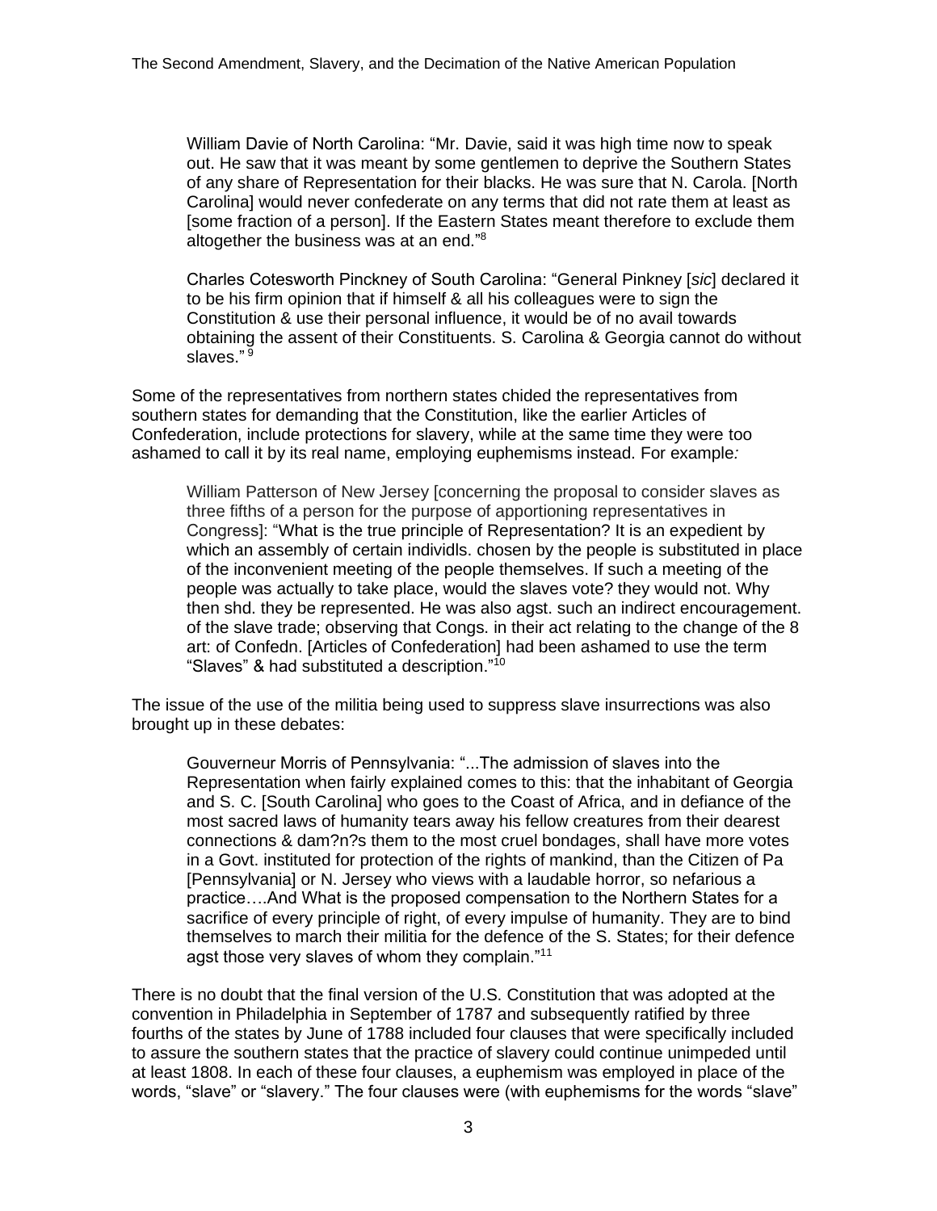William Davie of North Carolina: "Mr. Davie, said it was high time now to speak out. He saw that it was meant by some gentlemen to deprive the Southern States of any share of Representation for their blacks. He was sure that N. Carola. [North Carolina] would never confederate on any terms that did not rate them at least as [some fraction of a person]. If the Eastern States meant therefore to exclude them altogether the business was at an end."[8]

> Charles Cotesworth Pinckney of South Carolina: "General Pinkney [*sic*] declared it to be his firm opinion that if himself & all his colleagues were to sign the Constitution & use their personal influence, it would be of no avail towards obtaining the assent of their Constituents. S. Carolina & Georgia cannot do without slaves." [9]

Some of the representatives from northern states chided the representatives from southern states for demanding that the Constitution, like the earlier Articles of Confederation, include protections for slavery, while at the same time they were too ashamed to call it by its real name, employing euphemisms instead. For example*:*

> William Patterson of New Jersey [concerning the proposal to consider slaves as three fifths of a person for the purpose of apportioning representatives in Congress]: "What is the true principle of Representation? It is an expedient by which an assembly of certain individls. chosen by the people is substituted in place of the inconvenient meeting of the people themselves. If such a meeting of the people was actually to take place, would the slaves vote? they would not. Why then shd. they be represented. He was also agst. such an indirect encouragement. of the slave trade; observing that Congs. in their act relating to the change of the 8 art: of Confedn. [Articles of Confederation] had been ashamed to use the term "Slaves" & had substituted a description."[10]

The issue of the use of the militia being used to suppress slave insurrections was also brought up in these debates:

> Gouverneur Morris of Pennsylvania: "...The admission of slaves into the Representation when fairly explained comes to this: that the inhabitant of Georgia and S. C. [South Carolina] who goes to the Coast of Africa, and in defiance of the most sacred laws of humanity tears away his fellow creatures from their dearest connections & dam?n?s them to the most cruel bondages, shall have more votes in a Govt. instituted for protection of the rights of mankind, than the Citizen of Pa [Pennsylvania] or N. Jersey who views with a laudable horror, so nefarious a practice….And What is the proposed compensation to the Northern States for a sacrifice of every principle of right, of every impulse of humanity. They are to bind themselves to march their militia for the defence of the S. States; for their defence agst those very slaves of whom they complain."[11]

There is no doubt that the final version of the U.S. Constitution that was adopted at the convention in Philadelphia in September of 1787 and subsequently ratified by three fourths of the states by June of 1788 included four clauses that were specifically included to assure the southern states that the practice of slavery could continue unimpeded until at least 1808. In each of these four clauses, a euphemism was employed in place of the words, "slave" or "slavery." The four clauses were (with euphemisms for the words "slave"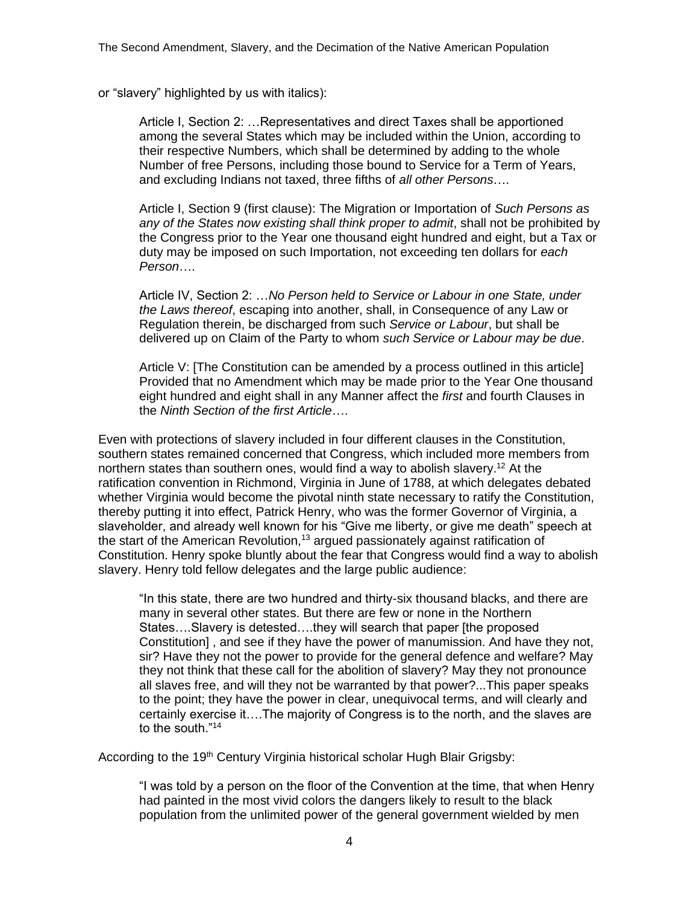or "slavery" highlighted by us with italics):

> Article I, Section 2: …Representatives and direct Taxes shall be apportioned among the several States which may be included within the Union, according to their respective Numbers, which shall be determined by adding to the whole Number of free Persons, including those bound to Service for a Term of Years, and excluding Indians not taxed, three fifths of *all other Persons*….
>
> Article I, Section 9 (first clause): The Migration or Importation of *Such Persons as any of the States now existing shall think proper to admit*, shall not be prohibited by the Congress prior to the Year one thousand eight hundred and eight, but a Tax or duty may be imposed on such Importation, not exceeding ten dollars for *each Person*….
>
> Article IV, Section 2: …*No Person held to Service or Labour in one State, under the Laws thereof*, escaping into another, shall, in Consequence of any Law or Regulation therein, be discharged from such *Service or Labour*, but shall be delivered up on Claim of the Party to whom *such Service or Labour may be due*.
>
> Article V: [The Constitution can be amended by a process outlined in this article] Provided that no Amendment which may be made prior to the Year One thousand eight hundred and eight shall in any Manner affect the *first* and fourth Clauses in the *Ninth Section of the first Article*….

Even with protections of slavery included in four different clauses in the Constitution, southern states remained concerned that Congress, which included more members from northern states than southern ones, would find a way to abolish slavery.[12] At the ratification convention in Richmond, Virginia in June of 1788, at which delegates debated whether Virginia would become the pivotal ninth state necessary to ratify the Constitution, thereby putting it into effect, Patrick Henry, who was the former Governor of Virginia, a slaveholder, and already well known for his "Give me liberty, or give me death" speech at the start of the American Revolution,[13] argued passionately against ratification of Constitution. Henry spoke bluntly about the fear that Congress would find a way to abolish slavery. Henry told fellow delegates and the large public audience:

> "In this state, there are two hundred and thirty-six thousand blacks, and there are many in several other states. But there are few or none in the Northern States….Slavery is detested….they will search that paper [the proposed Constitution] , and see if they have the power of manumission. And have they not, sir? Have they not the power to provide for the general defence and welfare? May they not think that these call for the abolition of slavery? May they not pronounce all slaves free, and will they not be warranted by that power?...This paper speaks to the point; they have the power in clear, unequivocal terms, and will clearly and certainly exercise it….The majority of Congress is to the north, and the slaves are to the south."[14]

According to the 19th Century Virginia historical scholar Hugh Blair Grigsby:

> "I was told by a person on the floor of the Convention at the time, that when Henry had painted in the most vivid colors the dangers likely to result to the black population from the unlimited power of the general government wielded by men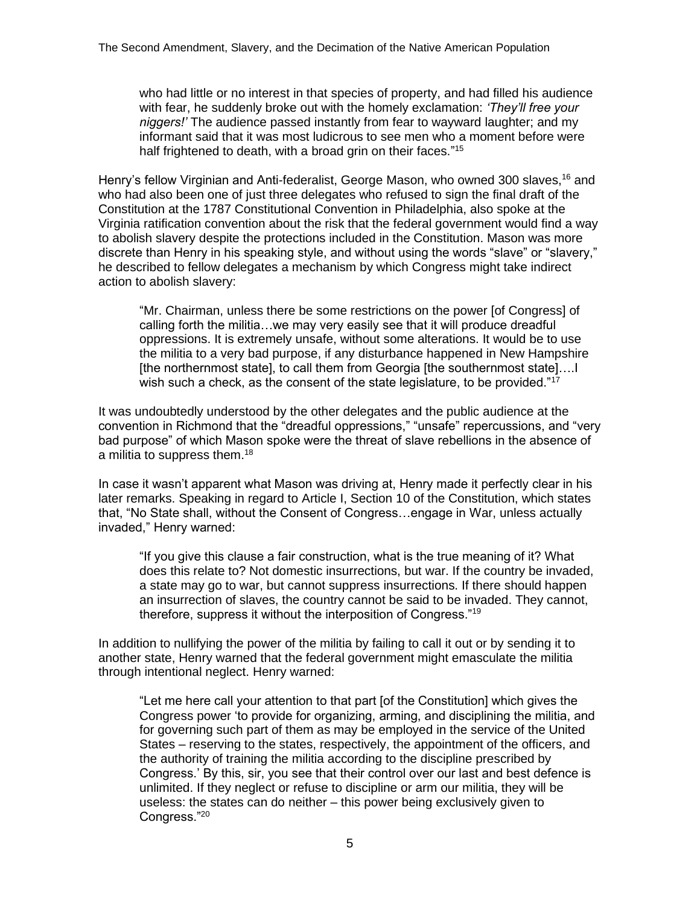> who had little or no interest in that species of property, and had filled his audience with fear, he suddenly broke out with the homely exclamation: *'They'll free your niggers!'* The audience passed instantly from fear to wayward laughter; and my informant said that it was most ludicrous to see men who a moment before were half frightened to death, with a broad grin on their faces."[15]

Henry's fellow Virginian and Anti-federalist, George Mason, who owned 300 slaves,[16] and who had also been one of just three delegates who refused to sign the final draft of the Constitution at the 1787 Constitutional Convention in Philadelphia, also spoke at the Virginia ratification convention about the risk that the federal government would find a way to abolish slavery despite the protections included in the Constitution. Mason was more discrete than Henry in his speaking style, and without using the words "slave" or "slavery," he described to fellow delegates a mechanism by which Congress might take indirect action to abolish slavery:

> "Mr. Chairman, unless there be some restrictions on the power [of Congress] of calling forth the militia…we may very easily see that it will produce dreadful oppressions. It is extremely unsafe, without some alterations. It would be to use the militia to a very bad purpose, if any disturbance happened in New Hampshire [the northernmost state], to call them from Georgia [the southernmost state]….I wish such a check, as the consent of the state legislature, to be provided."[17]

It was undoubtedly understood by the other delegates and the public audience at the convention in Richmond that the "dreadful oppressions," "unsafe" repercussions, and "very bad purpose" of which Mason spoke were the threat of slave rebellions in the absence of a militia to suppress them.[18]

In case it wasn't apparent what Mason was driving at, Henry made it perfectly clear in his later remarks. Speaking in regard to Article I, Section 10 of the Constitution, which states that, "No State shall, without the Consent of Congress…engage in War, unless actually invaded," Henry warned:

> "If you give this clause a fair construction, what is the true meaning of it? What does this relate to? Not domestic insurrections, but war. If the country be invaded, a state may go to war, but cannot suppress insurrections. If there should happen an insurrection of slaves, the country cannot be said to be invaded. They cannot, therefore, suppress it without the interposition of Congress."[19]

In addition to nullifying the power of the militia by failing to call it out or by sending it to another state, Henry warned that the federal government might emasculate the militia through intentional neglect. Henry warned:

> "Let me here call your attention to that part [of the Constitution] which gives the Congress power 'to provide for organizing, arming, and disciplining the militia, and for governing such part of them as may be employed in the service of the United States – reserving to the states, respectively, the appointment of the officers, and the authority of training the militia according to the discipline prescribed by Congress.' By this, sir, you see that their control over our last and best defence is unlimited. If they neglect or refuse to discipline or arm our militia, they will be useless: the states can do neither – this power being exclusively given to Congress."[20]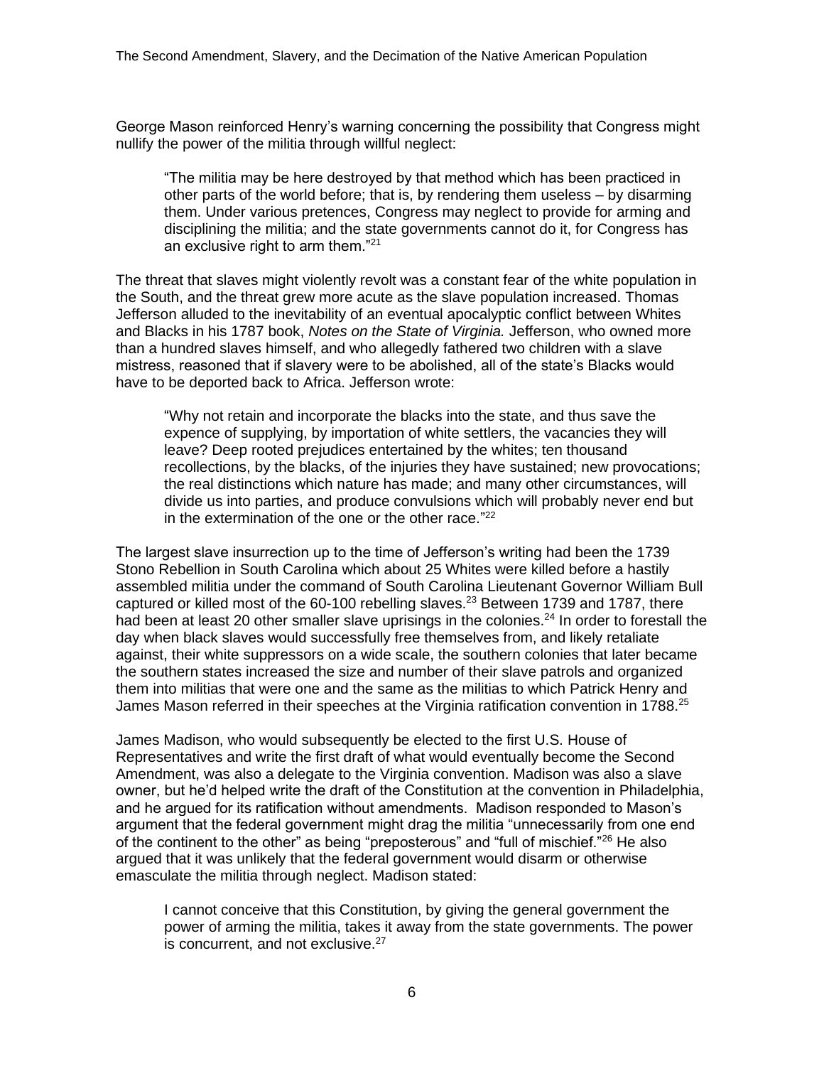George Mason reinforced Henry's warning concerning the possibility that Congress might nullify the power of the militia through willful neglect:

> "The militia may be here destroyed by that method which has been practiced in other parts of the world before; that is, by rendering them useless – by disarming them. Under various pretences, Congress may neglect to provide for arming and disciplining the militia; and the state governments cannot do it, for Congress has an exclusive right to arm them."[21]

The threat that slaves might violently revolt was a constant fear of the white population in the South, and the threat grew more acute as the slave population increased. Thomas Jefferson alluded to the inevitability of an eventual apocalyptic conflict between Whites and Blacks in his 1787 book, *Notes on the State of Virginia.* Jefferson, who owned more than a hundred slaves himself, and who allegedly fathered two children with a slave mistress, reasoned that if slavery were to be abolished, all of the state's Blacks would have to be deported back to Africa. Jefferson wrote:

> "Why not retain and incorporate the blacks into the state, and thus save the expence of supplying, by importation of white settlers, the vacancies they will leave? Deep rooted prejudices entertained by the whites; ten thousand recollections, by the blacks, of the injuries they have sustained; new provocations; the real distinctions which nature has made; and many other circumstances, will divide us into parties, and produce convulsions which will probably never end but in the extermination of the one or the other race."[22]

The largest slave insurrection up to the time of Jefferson's writing had been the 1739 Stono Rebellion in South Carolina which about 25 Whites were killed before a hastily assembled militia under the command of South Carolina Lieutenant Governor William Bull captured or killed most of the 60-100 rebelling slaves.[23] Between 1739 and 1787, there had been at least 20 other smaller slave uprisings in the colonies.[24] In order to forestall the day when black slaves would successfully free themselves from, and likely retaliate against, their white suppressors on a wide scale, the southern colonies that later became the southern states increased the size and number of their slave patrols and organized them into militias that were one and the same as the militias to which Patrick Henry and James Mason referred in their speeches at the Virginia ratification convention in 1788.[25]

James Madison, who would subsequently be elected to the first U.S. House of Representatives and write the first draft of what would eventually become the Second Amendment, was also a delegate to the Virginia convention. Madison was also a slave owner, but he'd helped write the draft of the Constitution at the convention in Philadelphia, and he argued for its ratification without amendments. Madison responded to Mason's argument that the federal government might drag the militia "unnecessarily from one end of the continent to the other" as being "preposterous" and "full of mischief."[26] He also argued that it was unlikely that the federal government would disarm or otherwise emasculate the militia through neglect. Madison stated:

> I cannot conceive that this Constitution, by giving the general government the power of arming the militia, takes it away from the state governments. The power is concurrent, and not exclusive.[27]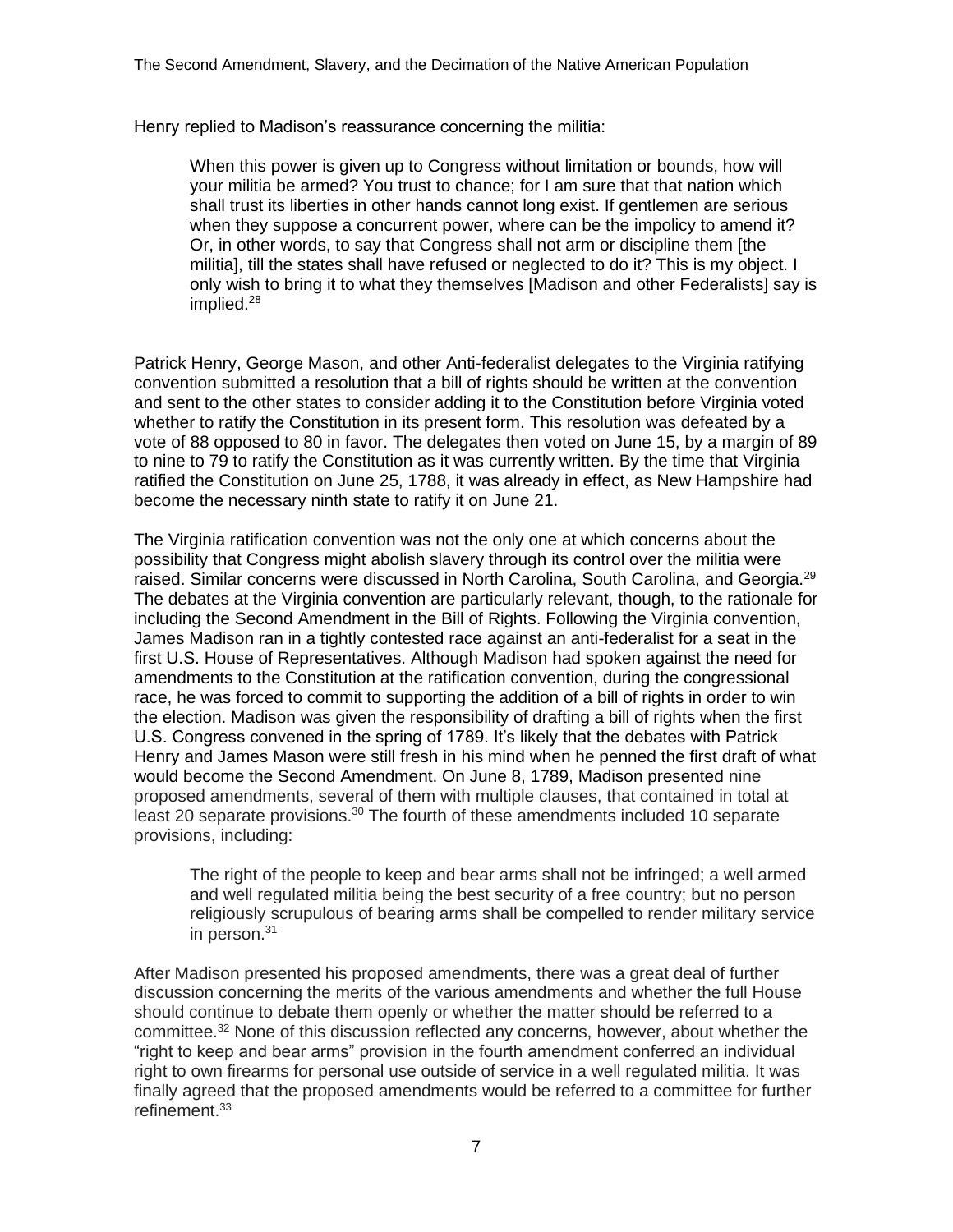Henry replied to Madison's reassurance concerning the militia:

> When this power is given up to Congress without limitation or bounds, how will your militia be armed? You trust to chance; for I am sure that that nation which shall trust its liberties in other hands cannot long exist. If gentlemen are serious when they suppose a concurrent power, where can be the impolicy to amend it? Or, in other words, to say that Congress shall not arm or discipline them [the militia], till the states shall have refused or neglected to do it? This is my object. I only wish to bring it to what they themselves [Madison and other Federalists] say is implied.[28]

Patrick Henry, George Mason, and other Anti-federalist delegates to the Virginia ratifying convention submitted a resolution that a bill of rights should be written at the convention and sent to the other states to consider adding it to the Constitution before Virginia voted whether to ratify the Constitution in its present form. This resolution was defeated by a vote of 88 opposed to 80 in favor. The delegates then voted on June 15, by a margin of 89 to nine to 79 to ratify the Constitution as it was currently written. By the time that Virginia ratified the Constitution on June 25, 1788, it was already in effect, as New Hampshire had become the necessary ninth state to ratify it on June 21.

The Virginia ratification convention was not the only one at which concerns about the possibility that Congress might abolish slavery through its control over the militia were raised. Similar concerns were discussed in North Carolina, South Carolina, and Georgia.[29] The debates at the Virginia convention are particularly relevant, though, to the rationale for including the Second Amendment in the Bill of Rights. Following the Virginia convention, James Madison ran in a tightly contested race against an anti-federalist for a seat in the first U.S. House of Representatives. Although Madison had spoken against the need for amendments to the Constitution at the ratification convention, during the congressional race, he was forced to commit to supporting the addition of a bill of rights in order to win the election. Madison was given the responsibility of drafting a bill of rights when the first U.S. Congress convened in the spring of 1789. It's likely that the debates with Patrick Henry and James Mason were still fresh in his mind when he penned the first draft of what would become the Second Amendment. On June 8, 1789, Madison presented nine proposed amendments, several of them with multiple clauses, that contained in total at least 20 separate provisions.[30] The fourth of these amendments included 10 separate provisions, including:

> The right of the people to keep and bear arms shall not be infringed; a well armed and well regulated militia being the best security of a free country; but no person religiously scrupulous of bearing arms shall be compelled to render military service in person.[31]

After Madison presented his proposed amendments, there was a great deal of further discussion concerning the merits of the various amendments and whether the full House should continue to debate them openly or whether the matter should be referred to a committee.[32] None of this discussion reflected any concerns, however, about whether the "right to keep and bear arms" provision in the fourth amendment conferred an individual right to own firearms for personal use outside of service in a well regulated militia. It was finally agreed that the proposed amendments would be referred to a committee for further refinement.[33]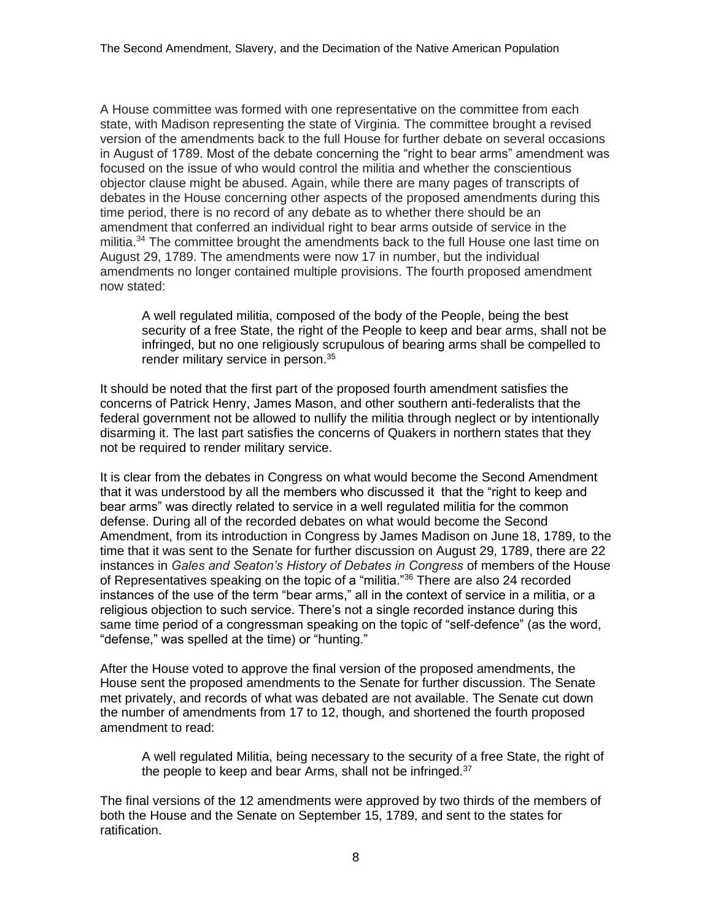A House committee was formed with one representative on the committee from each state, with Madison representing the state of Virginia. The committee brought a revised version of the amendments back to the full House for further debate on several occasions in August of 1789. Most of the debate concerning the "right to bear arms" amendment was focused on the issue of who would control the militia and whether the conscientious objector clause might be abused. Again, while there are many pages of transcripts of debates in the House concerning other aspects of the proposed amendments during this time period, there is no record of any debate as to whether there should be an amendment that conferred an individual right to bear arms outside of service in the militia.[34] The committee brought the amendments back to the full House one last time on August 29, 1789. The amendments were now 17 in number, but the individual amendments no longer contained multiple provisions. The fourth proposed amendment now stated:

> A well regulated militia, composed of the body of the People, being the best security of a free State, the right of the People to keep and bear arms, shall not be infringed, but no one religiously scrupulous of bearing arms shall be compelled to render military service in person.[35]

It should be noted that the first part of the proposed fourth amendment satisfies the concerns of Patrick Henry, James Mason, and other southern anti-federalists that the federal government not be allowed to nullify the militia through neglect or by intentionally disarming it. The last part satisfies the concerns of Quakers in northern states that they not be required to render military service.

It is clear from the debates in Congress on what would become the Second Amendment that it was understood by all the members who discussed it that the "right to keep and bear arms" was directly related to service in a well regulated militia for the common defense. During all of the recorded debates on what would become the Second Amendment, from its introduction in Congress by James Madison on June 18, 1789, to the time that it was sent to the Senate for further discussion on August 29, 1789, there are 22 instances in *Gales and Seaton's History of Debates in Congress* of members of the House of Representatives speaking on the topic of a "militia."[36] There are also 24 recorded instances of the use of the term "bear arms," all in the context of service in a militia, or a religious objection to such service. There's not a single recorded instance during this same time period of a congressman speaking on the topic of "self-defence" (as the word, "defense," was spelled at the time) or "hunting."

After the House voted to approve the final version of the proposed amendments, the House sent the proposed amendments to the Senate for further discussion. The Senate met privately, and records of what was debated are not available. The Senate cut down the number of amendments from 17 to 12, though, and shortened the fourth proposed amendment to read:

> A well regulated Militia, being necessary to the security of a free State, the right of the people to keep and bear Arms, shall not be infringed.[37]

The final versions of the 12 amendments were approved by two thirds of the members of both the House and the Senate on September 15, 1789, and sent to the states for ratification.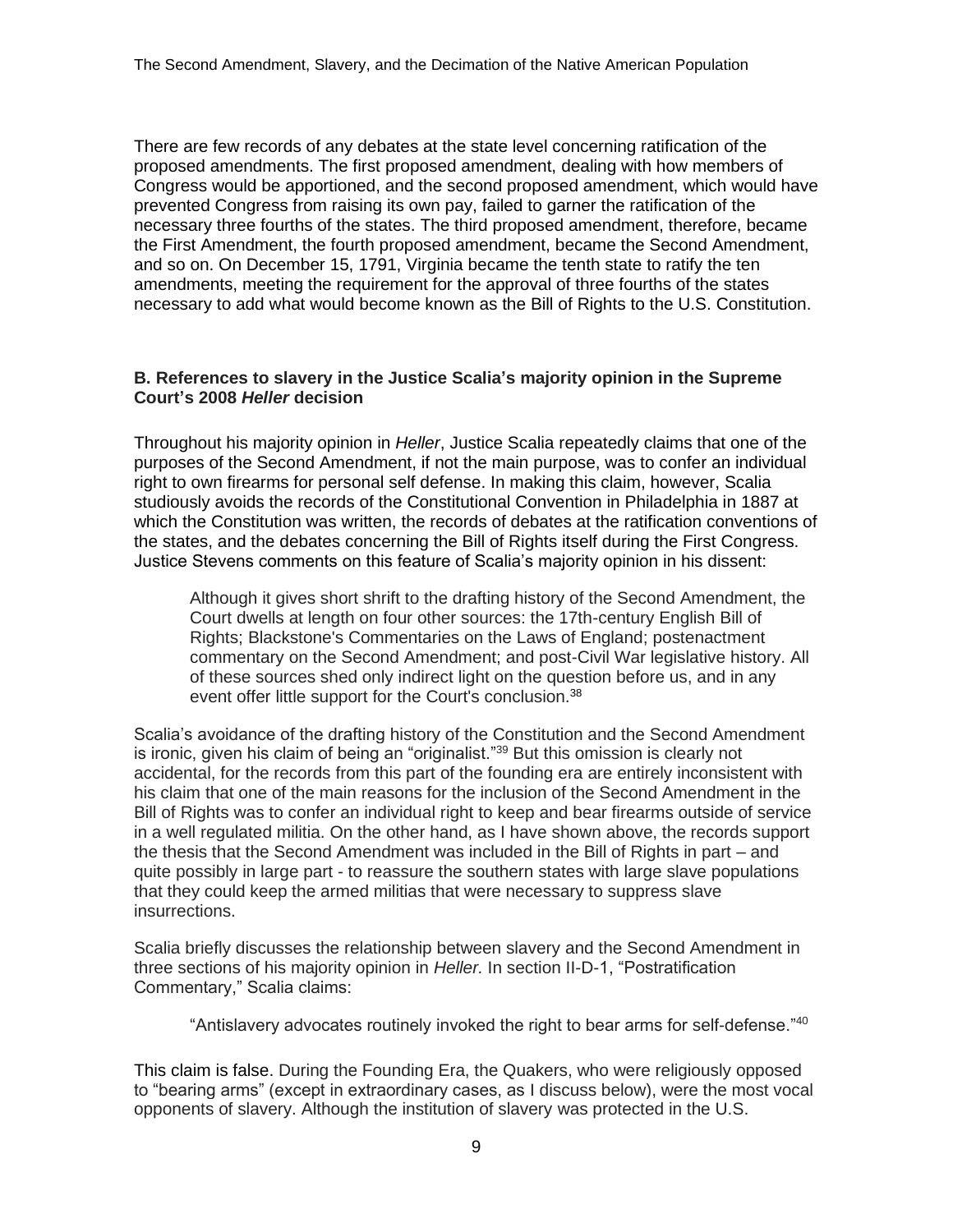There are few records of any debates at the state level concerning ratification of the proposed amendments. The first proposed amendment, dealing with how members of Congress would be apportioned, and the second proposed amendment, which would have prevented Congress from raising its own pay, failed to garner the ratification of the necessary three fourths of the states. The third proposed amendment, therefore, became the First Amendment, the fourth proposed amendment, became the Second Amendment, and so on. On December 15, 1791, Virginia became the tenth state to ratify the ten amendments, meeting the requirement for the approval of three fourths of the states necessary to add what would become known as the Bill of Rights to the U.S. Constitution.

### B. References to slavery in the Justice Scalia's majority opinion in the Supreme Court's 2008 *Heller* decision

Throughout his majority opinion in *Heller*, Justice Scalia repeatedly claims that one of the purposes of the Second Amendment, if not the main purpose, was to confer an individual right to own firearms for personal self defense. In making this claim, however, Scalia studiously avoids the records of the Constitutional Convention in Philadelphia in 1887 at which the Constitution was written, the records of debates at the ratification conventions of the states, and the debates concerning the Bill of Rights itself during the First Congress. Justice Stevens comments on this feature of Scalia's majority opinion in his dissent:

> Although it gives short shrift to the drafting history of the Second Amendment, the Court dwells at length on four other sources: the 17th-century English Bill of Rights; Blackstone's Commentaries on the Laws of England; postenactment commentary on the Second Amendment; and post-Civil War legislative history. All of these sources shed only indirect light on the question before us, and in any event offer little support for the Court's conclusion.[38]

Scalia's avoidance of the drafting history of the Constitution and the Second Amendment is ironic, given his claim of being an "originalist."[39] But this omission is clearly not accidental, for the records from this part of the founding era are entirely inconsistent with his claim that one of the main reasons for the inclusion of the Second Amendment in the Bill of Rights was to confer an individual right to keep and bear firearms outside of service in a well regulated militia. On the other hand, as I have shown above, the records support the thesis that the Second Amendment was included in the Bill of Rights in part – and quite possibly in large part - to reassure the southern states with large slave populations that they could keep the armed militias that were necessary to suppress slave insurrections.

Scalia briefly discusses the relationship between slavery and the Second Amendment in three sections of his majority opinion in *Heller.* In section II-D-1, "Postratification Commentary," Scalia claims:

> "Antislavery advocates routinely invoked the right to bear arms for self-defense."[40]

This claim is false. During the Founding Era, the Quakers, who were religiously opposed to "bearing arms" (except in extraordinary cases, as I discuss below), were the most vocal opponents of slavery. Although the institution of slavery was protected in the U.S.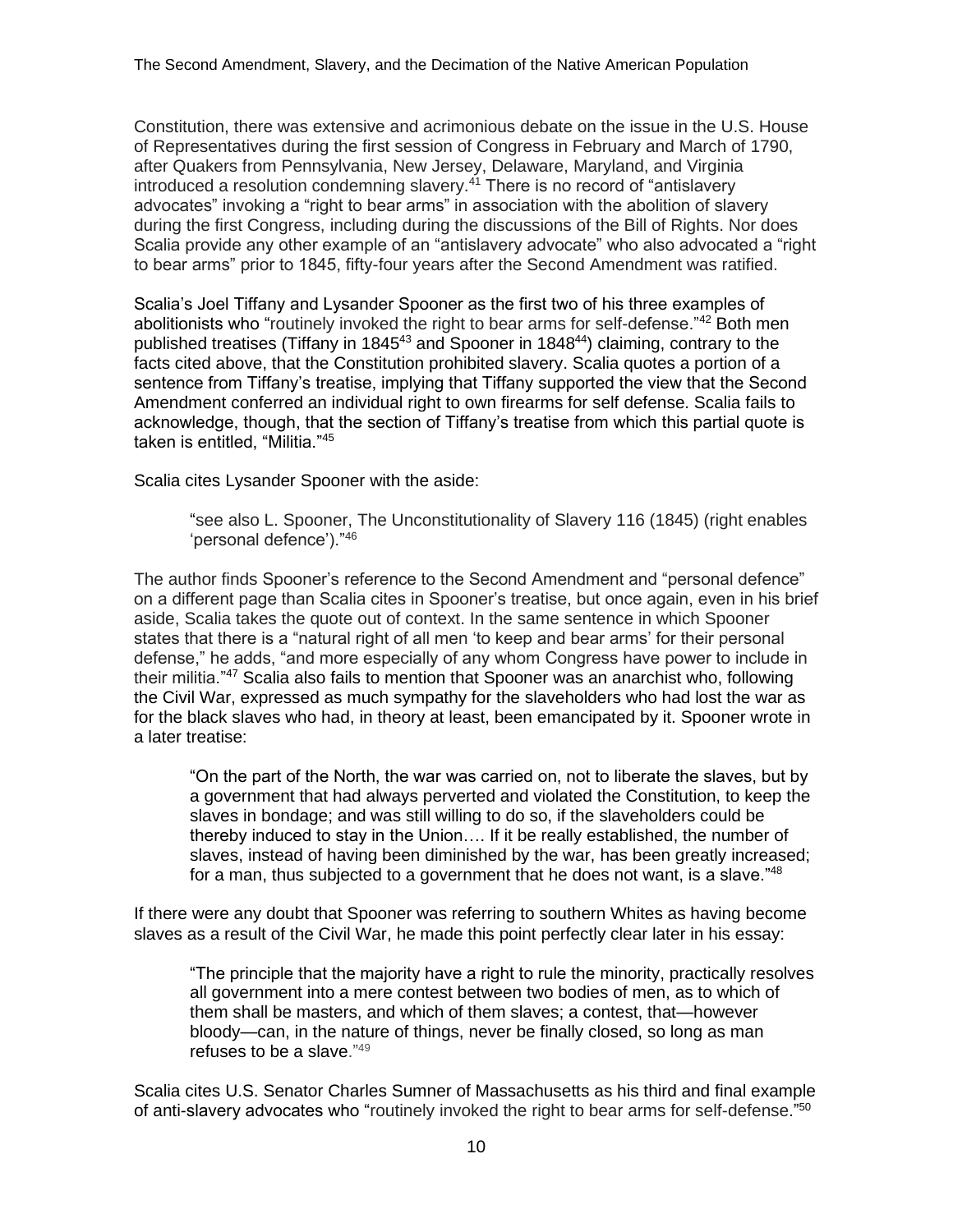Constitution, there was extensive and acrimonious debate on the issue in the U.S. House of Representatives during the first session of Congress in February and March of 1790, after Quakers from Pennsylvania, New Jersey, Delaware, Maryland, and Virginia introduced a resolution condemning slavery.[41] There is no record of "antislavery advocates" invoking a "right to bear arms" in association with the abolition of slavery during the first Congress, including during the discussions of the Bill of Rights. Nor does Scalia provide any other example of an "antislavery advocate" who also advocated a "right to bear arms" prior to 1845, fifty-four years after the Second Amendment was ratified.

Scalia's Joel Tiffany and Lysander Spooner as the first two of his three examples of abolitionists who "routinely invoked the right to bear arms for self-defense."[42] Both men published treatises (Tiffany in 1845[43] and Spooner in 1848[44]) claiming, contrary to the facts cited above, that the Constitution prohibited slavery. Scalia quotes a portion of a sentence from Tiffany's treatise, implying that Tiffany supported the view that the Second Amendment conferred an individual right to own firearms for self defense. Scalia fails to acknowledge, though, that the section of Tiffany's treatise from which this partial quote is taken is entitled, "Militia."[45]

Scalia cites Lysander Spooner with the aside:

> "see also L. Spooner, The Unconstitutionality of Slavery 116 (1845) (right enables 'personal defence')."[46]

The author finds Spooner's reference to the Second Amendment and "personal defence" on a different page than Scalia cites in Spooner's treatise, but once again, even in his brief aside, Scalia takes the quote out of context. In the same sentence in which Spooner states that there is a "natural right of all men 'to keep and bear arms' for their personal defense," he adds, "and more especially of any whom Congress have power to include in their militia."[47] Scalia also fails to mention that Spooner was an anarchist who, following the Civil War, expressed as much sympathy for the slaveholders who had lost the war as for the black slaves who had, in theory at least, been emancipated by it. Spooner wrote in a later treatise:

> "On the part of the North, the war was carried on, not to liberate the slaves, but by a government that had always perverted and violated the Constitution, to keep the slaves in bondage; and was still willing to do so, if the slaveholders could be thereby induced to stay in the Union…. If it be really established, the number of slaves, instead of having been diminished by the war, has been greatly increased; for a man, thus subjected to a government that he does not want, is a slave."[48]

If there were any doubt that Spooner was referring to southern Whites as having become slaves as a result of the Civil War, he made this point perfectly clear later in his essay:

> "The principle that the majority have a right to rule the minority, practically resolves all government into a mere contest between two bodies of men, as to which of them shall be masters, and which of them slaves; a contest, that—however bloody—can, in the nature of things, never be finally closed, so long as man refuses to be a slave."[49]

Scalia cites U.S. Senator Charles Sumner of Massachusetts as his third and final example of anti-slavery advocates who "routinely invoked the right to bear arms for self-defense."[50]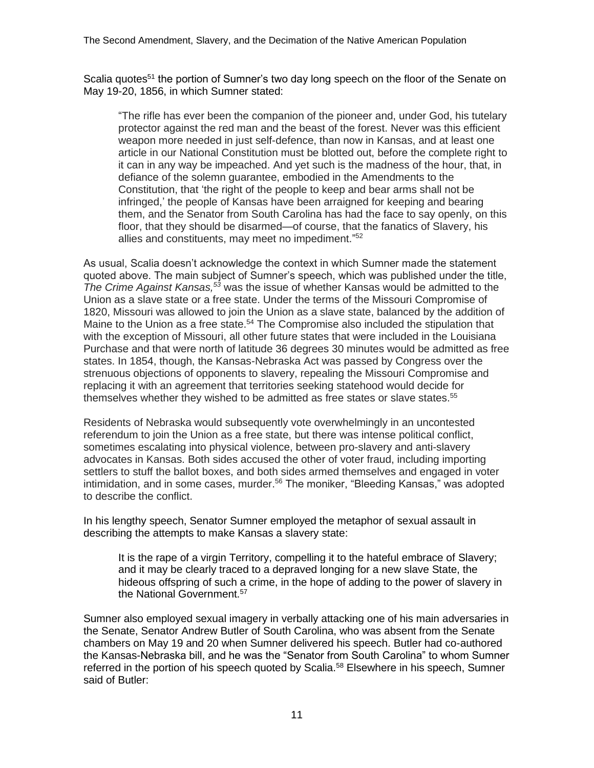Scalia quotes[51] the portion of Sumner's two day long speech on the floor of the Senate on May 19-20, 1856, in which Sumner stated:

> "The rifle has ever been the companion of the pioneer and, under God, his tutelary protector against the red man and the beast of the forest. Never was this efficient weapon more needed in just self-defence, than now in Kansas, and at least one article in our National Constitution must be blotted out, before the complete right to it can in any way be impeached. And yet such is the madness of the hour, that, in defiance of the solemn guarantee, embodied in the Amendments to the Constitution, that 'the right of the people to keep and bear arms shall not be infringed,' the people of Kansas have been arraigned for keeping and bearing them, and the Senator from South Carolina has had the face to say openly, on this floor, that they should be disarmed—of course, that the fanatics of Slavery, his allies and constituents, may meet no impediment."[52]

As usual, Scalia doesn't acknowledge the context in which Sumner made the statement quoted above. The main subject of Sumner's speech, which was published under the title, *The Crime Against Kansas,*[53] was the issue of whether Kansas would be admitted to the Union as a slave state or a free state. Under the terms of the Missouri Compromise of 1820, Missouri was allowed to join the Union as a slave state, balanced by the addition of Maine to the Union as a free state.[54] The Compromise also included the stipulation that with the exception of Missouri, all other future states that were included in the Louisiana Purchase and that were north of latitude 36 degrees 30 minutes would be admitted as free states. In 1854, though, the Kansas-Nebraska Act was passed by Congress over the strenuous objections of opponents to slavery, repealing the Missouri Compromise and replacing it with an agreement that territories seeking statehood would decide for themselves whether they wished to be admitted as free states or slave states.[55]

Residents of Nebraska would subsequently vote overwhelmingly in an uncontested referendum to join the Union as a free state, but there was intense political conflict, sometimes escalating into physical violence, between pro-slavery and anti-slavery advocates in Kansas. Both sides accused the other of voter fraud, including importing settlers to stuff the ballot boxes, and both sides armed themselves and engaged in voter intimidation, and in some cases, murder.[56] The moniker, "Bleeding Kansas," was adopted to describe the conflict.

In his lengthy speech, Senator Sumner employed the metaphor of sexual assault in describing the attempts to make Kansas a slavery state:

> It is the rape of a virgin Territory, compelling it to the hateful embrace of Slavery; and it may be clearly traced to a depraved longing for a new slave State, the hideous offspring of such a crime, in the hope of adding to the power of slavery in the National Government.[57]

Sumner also employed sexual imagery in verbally attacking one of his main adversaries in the Senate, Senator Andrew Butler of South Carolina, who was absent from the Senate chambers on May 19 and 20 when Sumner delivered his speech. Butler had co-authored the Kansas-Nebraska bill, and he was the "Senator from South Carolina" to whom Sumner referred in the portion of his speech quoted by Scalia.[58] Elsewhere in his speech, Sumner said of Butler: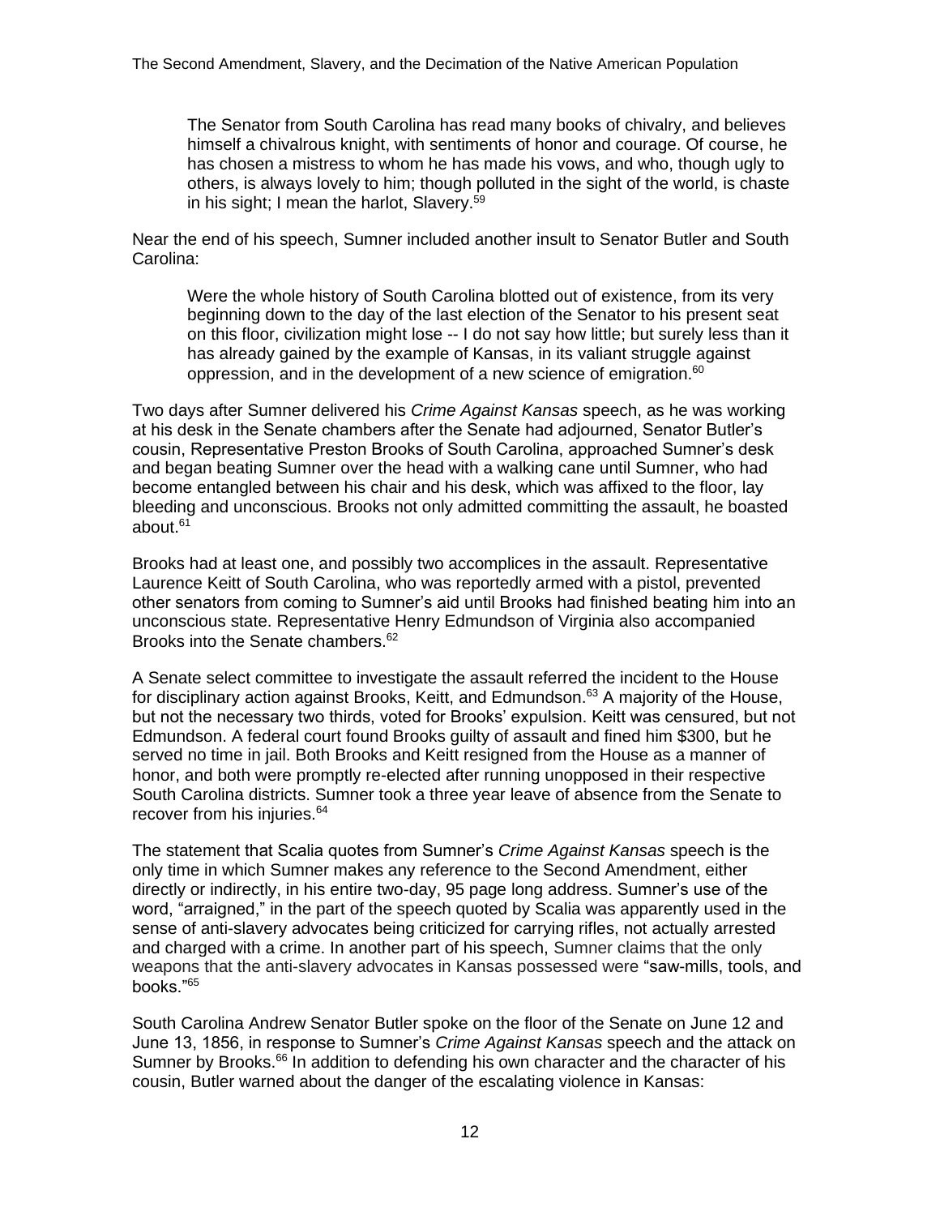> The Senator from South Carolina has read many books of chivalry, and believes himself a chivalrous knight, with sentiments of honor and courage. Of course, he has chosen a mistress to whom he has made his vows, and who, though ugly to others, is always lovely to him; though polluted in the sight of the world, is chaste in his sight; I mean the harlot, Slavery.[59]

Near the end of his speech, Sumner included another insult to Senator Butler and South Carolina:

> Were the whole history of South Carolina blotted out of existence, from its very beginning down to the day of the last election of the Senator to his present seat on this floor, civilization might lose -- I do not say how little; but surely less than it has already gained by the example of Kansas, in its valiant struggle against oppression, and in the development of a new science of emigration.[60]

Two days after Sumner delivered his *Crime Against Kansas* speech, as he was working at his desk in the Senate chambers after the Senate had adjourned, Senator Butler's cousin, Representative Preston Brooks of South Carolina, approached Sumner's desk and began beating Sumner over the head with a walking cane until Sumner, who had become entangled between his chair and his desk, which was affixed to the floor, lay bleeding and unconscious. Brooks not only admitted committing the assault, he boasted about.[61]

Brooks had at least one, and possibly two accomplices in the assault. Representative Laurence Keitt of South Carolina, who was reportedly armed with a pistol, prevented other senators from coming to Sumner's aid until Brooks had finished beating him into an unconscious state. Representative Henry Edmundson of Virginia also accompanied Brooks into the Senate chambers.[62]

A Senate select committee to investigate the assault referred the incident to the House for disciplinary action against Brooks, Keitt, and Edmundson.[63] A majority of the House, but not the necessary two thirds, voted for Brooks' expulsion. Keitt was censured, but not Edmundson. A federal court found Brooks guilty of assault and fined him $300, but he served no time in jail. Both Brooks and Keitt resigned from the House as a manner of honor, and both were promptly re-elected after running unopposed in their respective South Carolina districts. Sumner took a three year leave of absence from the Senate to recover from his injuries.[64]

The statement that Scalia quotes from Sumner's *Crime Against Kansas* speech is the only time in which Sumner makes any reference to the Second Amendment, either directly or indirectly, in his entire two-day, 95 page long address. Sumner's use of the word, "arraigned," in the part of the speech quoted by Scalia was apparently used in the sense of anti-slavery advocates being criticized for carrying rifles, not actually arrested and charged with a crime. In another part of his speech, Sumner claims that the only weapons that the anti-slavery advocates in Kansas possessed were "saw-mills, tools, and books."[65]

South Carolina Andrew Senator Butler spoke on the floor of the Senate on June 12 and June 13, 1856, in response to Sumner's *Crime Against Kansas* speech and the attack on Sumner by Brooks.[66] In addition to defending his own character and the character of his cousin, Butler warned about the danger of the escalating violence in Kansas: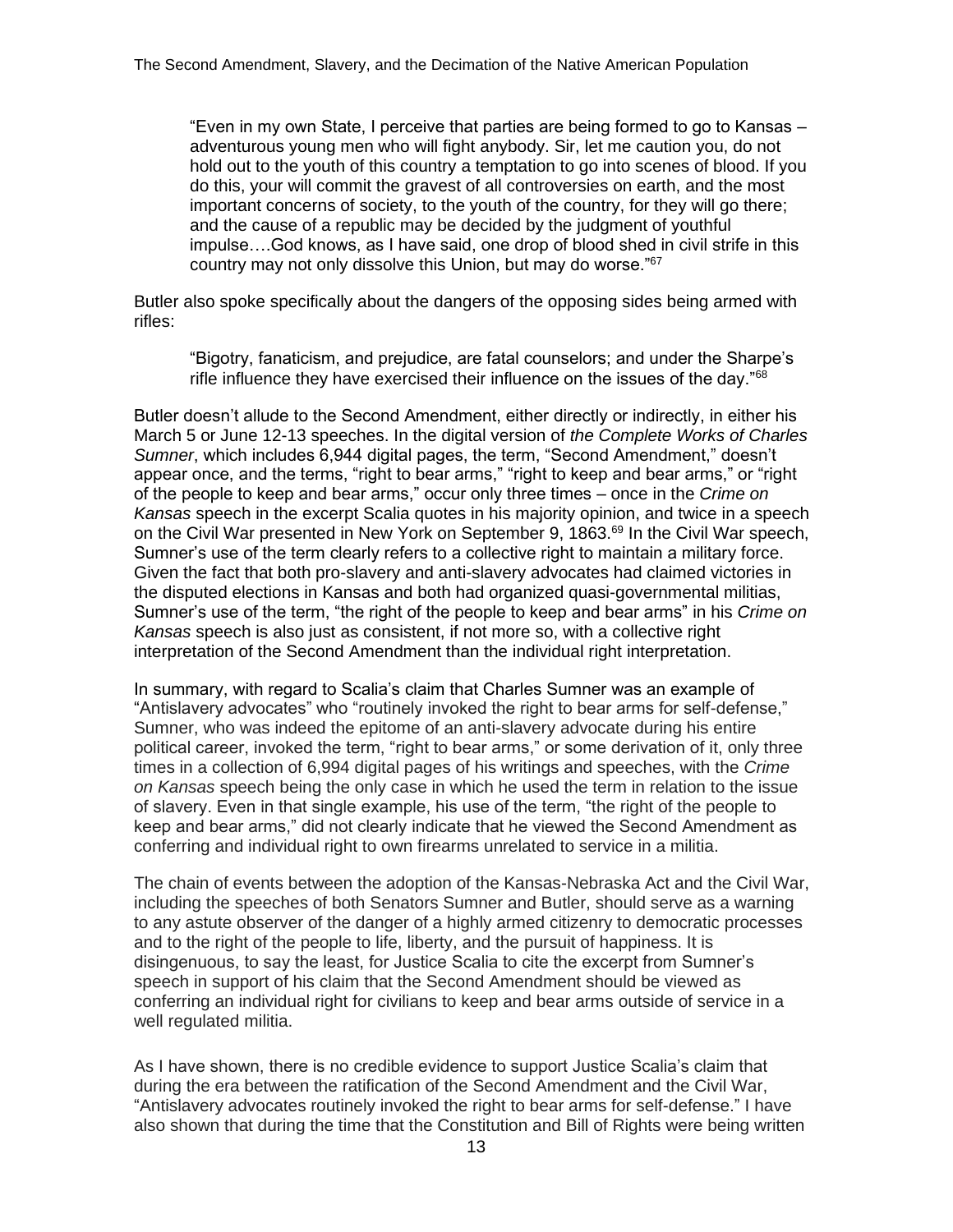> "Even in my own State, I perceive that parties are being formed to go to Kansas – adventurous young men who will fight anybody. Sir, let me caution you, do not hold out to the youth of this country a temptation to go into scenes of blood. If you do this, your will commit the gravest of all controversies on earth, and the most important concerns of society, to the youth of the country, for they will go there; and the cause of a republic may be decided by the judgment of youthful impulse….God knows, as I have said, one drop of blood shed in civil strife in this country may not only dissolve this Union, but may do worse."[67]

Butler also spoke specifically about the dangers of the opposing sides being armed with rifles:

> "Bigotry, fanaticism, and prejudice, are fatal counselors; and under the Sharpe's rifle influence they have exercised their influence on the issues of the day."[68]

Butler doesn't allude to the Second Amendment, either directly or indirectly, in either his March 5 or June 12-13 speeches. In the digital version of *the Complete Works of Charles Sumner*, which includes 6,944 digital pages, the term, "Second Amendment," doesn't appear once, and the terms, "right to bear arms," "right to keep and bear arms," or "right of the people to keep and bear arms," occur only three times – once in the *Crime on Kansas* speech in the excerpt Scalia quotes in his majority opinion, and twice in a speech on the Civil War presented in New York on September 9, 1863.[69] In the Civil War speech, Sumner's use of the term clearly refers to a collective right to maintain a military force. Given the fact that both pro-slavery and anti-slavery advocates had claimed victories in the disputed elections in Kansas and both had organized quasi-governmental militias, Sumner's use of the term, "the right of the people to keep and bear arms" in his *Crime on Kansas* speech is also just as consistent, if not more so, with a collective right interpretation of the Second Amendment than the individual right interpretation.

In summary, with regard to Scalia's claim that Charles Sumner was an example of "Antislavery advocates" who "routinely invoked the right to bear arms for self-defense," Sumner, who was indeed the epitome of an anti-slavery advocate during his entire political career, invoked the term, "right to bear arms," or some derivation of it, only three times in a collection of 6,994 digital pages of his writings and speeches, with the *Crime on Kansas* speech being the only case in which he used the term in relation to the issue of slavery. Even in that single example, his use of the term, "the right of the people to keep and bear arms," did not clearly indicate that he viewed the Second Amendment as conferring and individual right to own firearms unrelated to service in a militia.

The chain of events between the adoption of the Kansas-Nebraska Act and the Civil War, including the speeches of both Senators Sumner and Butler, should serve as a warning to any astute observer of the danger of a highly armed citizenry to democratic processes and to the right of the people to life, liberty, and the pursuit of happiness. It is disingenuous, to say the least, for Justice Scalia to cite the excerpt from Sumner's speech in support of his claim that the Second Amendment should be viewed as conferring an individual right for civilians to keep and bear arms outside of service in a well regulated militia.

As I have shown, there is no credible evidence to support Justice Scalia's claim that during the era between the ratification of the Second Amendment and the Civil War, "Antislavery advocates routinely invoked the right to bear arms for self-defense." I have also shown that during the time that the Constitution and Bill of Rights were being written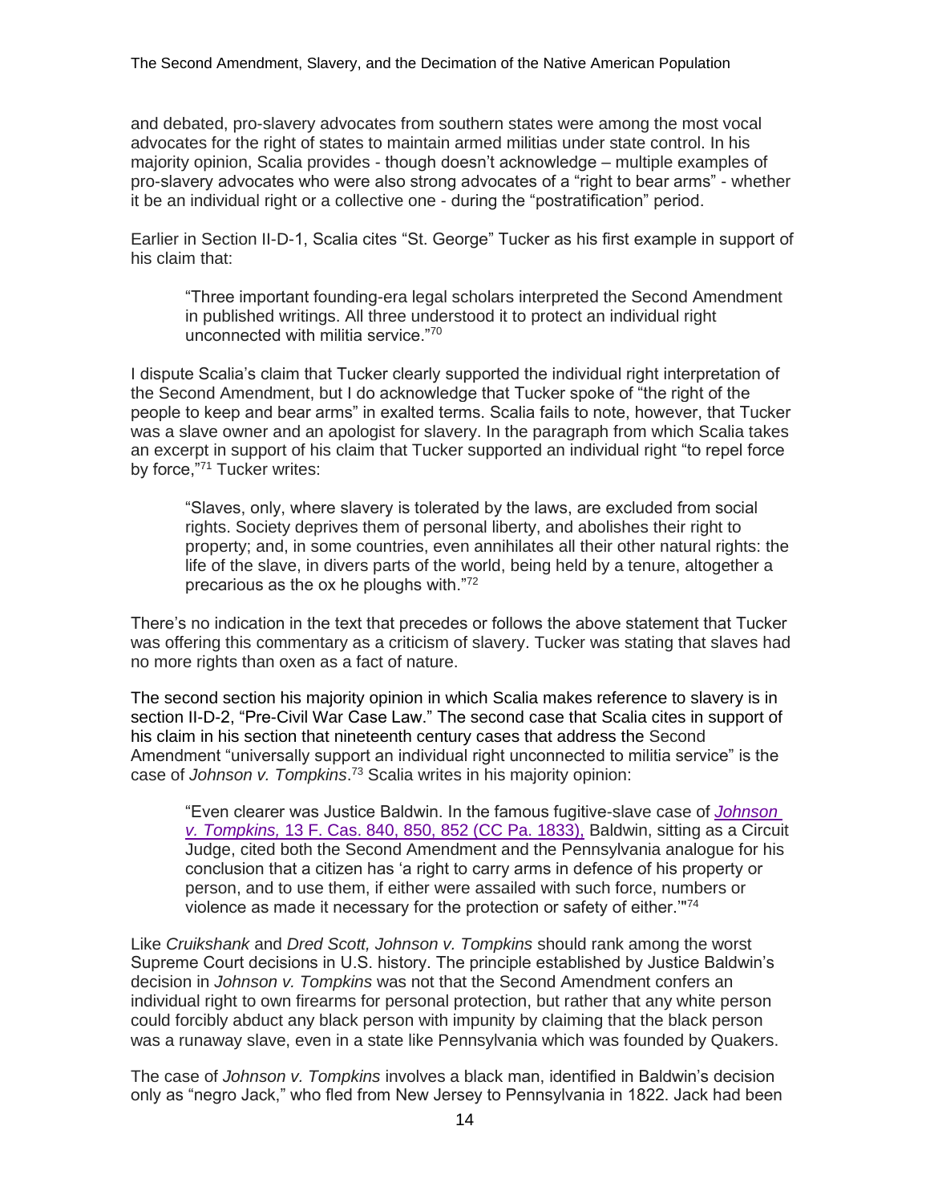and debated, pro-slavery advocates from southern states were among the most vocal advocates for the right of states to maintain armed militias under state control. In his majority opinion, Scalia provides - though doesn't acknowledge – multiple examples of pro-slavery advocates who were also strong advocates of a "right to bear arms" - whether it be an individual right or a collective one - during the "postratification" period.

Earlier in Section II-D-1, Scalia cites "St. George" Tucker as his first example in support of his claim that:

> "Three important founding-era legal scholars interpreted the Second Amendment in published writings. All three understood it to protect an individual right unconnected with militia service."[70]

I dispute Scalia's claim that Tucker clearly supported the individual right interpretation of the Second Amendment, but I do acknowledge that Tucker spoke of "the right of the people to keep and bear arms" in exalted terms. Scalia fails to note, however, that Tucker was a slave owner and an apologist for slavery. In the paragraph from which Scalia takes an excerpt in support of his claim that Tucker supported an individual right "to repel force by force,"[71] Tucker writes:

> "Slaves, only, where slavery is tolerated by the laws, are excluded from social rights. Society deprives them of personal liberty, and abolishes their right to property; and, in some countries, even annihilates all their other natural rights: the life of the slave, in divers parts of the world, being held by a tenure, altogether a precarious as the ox he ploughs with."[72]

There's no indication in the text that precedes or follows the above statement that Tucker was offering this commentary as a criticism of slavery. Tucker was stating that slaves had no more rights than oxen as a fact of nature.

The second section his majority opinion in which Scalia makes reference to slavery is in section II-D-2, "Pre-Civil War Case Law." The second case that Scalia cites in support of his claim in his section that nineteenth century cases that address the Second Amendment "universally support an individual right unconnected to militia service" is the case of *Johnson v. Tompkins*.[73] Scalia writes in his majority opinion:

> "Even clearer was Justice Baldwin. In the famous fugitive-slave case of *Johnson v. Tompkins,* 13 F. Cas. 840, 850, 852 (CC Pa. 1833), Baldwin, sitting as a Circuit Judge, cited both the Second Amendment and the Pennsylvania analogue for his conclusion that a citizen has 'a right to carry arms in defence of his property or person, and to use them, if either were assailed with such force, numbers or violence as made it necessary for the protection or safety of either.'"[74]

Like *Cruikshank* and *Dred Scott, Johnson v. Tompkins* should rank among the worst Supreme Court decisions in U.S. history. The principle established by Justice Baldwin's decision in *Johnson v. Tompkins* was not that the Second Amendment confers an individual right to own firearms for personal protection, but rather that any white person could forcibly abduct any black person with impunity by claiming that the black person was a runaway slave, even in a state like Pennsylvania which was founded by Quakers.

The case of *Johnson v. Tompkins* involves a black man, identified in Baldwin's decision only as "negro Jack," who fled from New Jersey to Pennsylvania in 1822. Jack had been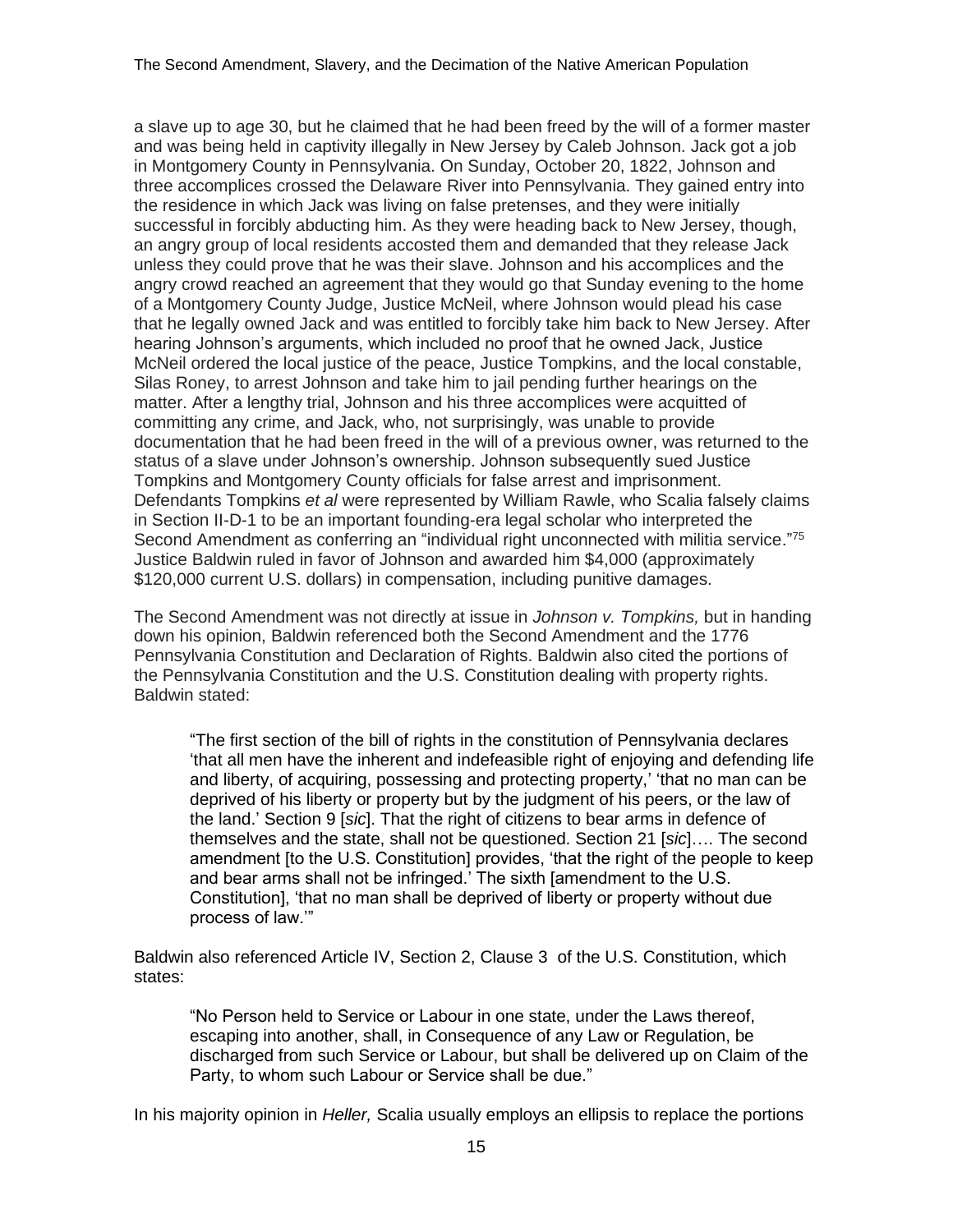a slave up to age 30, but he claimed that he had been freed by the will of a former master and was being held in captivity illegally in New Jersey by Caleb Johnson. Jack got a job in Montgomery County in Pennsylvania. On Sunday, October 20, 1822, Johnson and three accomplices crossed the Delaware River into Pennsylvania. They gained entry into the residence in which Jack was living on false pretenses, and they were initially successful in forcibly abducting him. As they were heading back to New Jersey, though, an angry group of local residents accosted them and demanded that they release Jack unless they could prove that he was their slave. Johnson and his accomplices and the angry crowd reached an agreement that they would go that Sunday evening to the home of a Montgomery County Judge, Justice McNeil, where Johnson would plead his case that he legally owned Jack and was entitled to forcibly take him back to New Jersey. After hearing Johnson's arguments, which included no proof that he owned Jack, Justice McNeil ordered the local justice of the peace, Justice Tompkins, and the local constable, Silas Roney, to arrest Johnson and take him to jail pending further hearings on the matter. After a lengthy trial, Johnson and his three accomplices were acquitted of committing any crime, and Jack, who, not surprisingly, was unable to provide documentation that he had been freed in the will of a previous owner, was returned to the status of a slave under Johnson's ownership. Johnson subsequently sued Justice Tompkins and Montgomery County officials for false arrest and imprisonment. Defendants Tompkins *et al* were represented by William Rawle, who Scalia falsely claims in Section II-D-1 to be an important founding-era legal scholar who interpreted the Second Amendment as conferring an "individual right unconnected with militia service."[75] Justice Baldwin ruled in favor of Johnson and awarded him $4,000 (approximately $120,000 current U.S. dollars) in compensation, including punitive damages.

The Second Amendment was not directly at issue in *Johnson v. Tompkins,* but in handing down his opinion, Baldwin referenced both the Second Amendment and the 1776 Pennsylvania Constitution and Declaration of Rights. Baldwin also cited the portions of the Pennsylvania Constitution and the U.S. Constitution dealing with property rights. Baldwin stated:

> "The first section of the bill of rights in the constitution of Pennsylvania declares 'that all men have the inherent and indefeasible right of enjoying and defending life and liberty, of acquiring, possessing and protecting property,' 'that no man can be deprived of his liberty or property but by the judgment of his peers, or the law of the land.' Section 9 [*sic*]. That the right of citizens to bear arms in defence of themselves and the state, shall not be questioned. Section 21 [*sic*]…. The second amendment [to the U.S. Constitution] provides, 'that the right of the people to keep and bear arms shall not be infringed.' The sixth [amendment to the U.S. Constitution], 'that no man shall be deprived of liberty or property without due process of law.'"

Baldwin also referenced Article IV, Section 2, Clause 3 of the U.S. Constitution, which states:

> "No Person held to Service or Labour in one state, under the Laws thereof, escaping into another, shall, in Consequence of any Law or Regulation, be discharged from such Service or Labour, but shall be delivered up on Claim of the Party, to whom such Labour or Service shall be due."

In his majority opinion in *Heller,* Scalia usually employs an ellipsis to replace the portions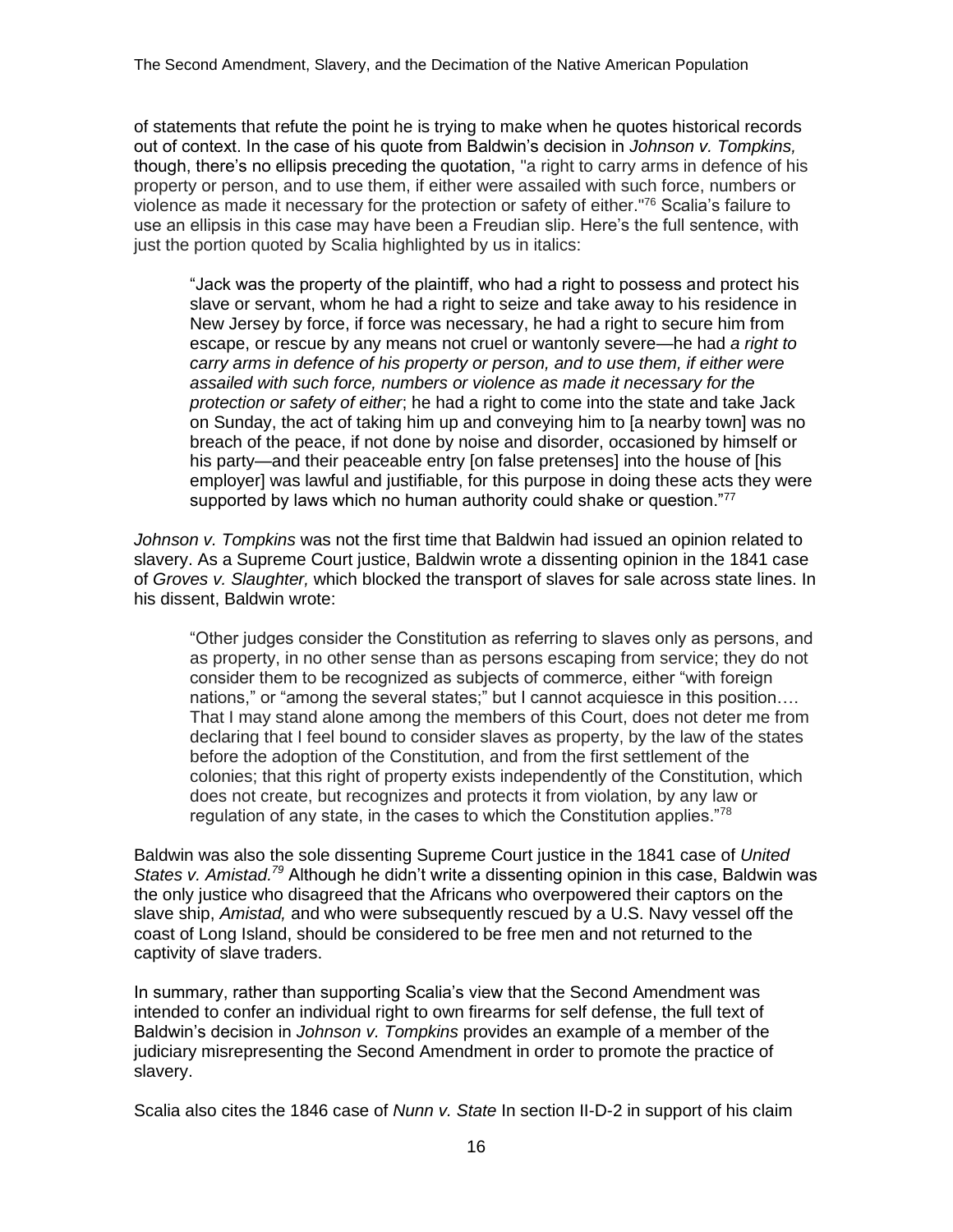of statements that refute the point he is trying to make when he quotes historical records out of context. In the case of his quote from Baldwin's decision in *Johnson v. Tompkins,* though, there's no ellipsis preceding the quotation, "a right to carry arms in defence of his property or person, and to use them, if either were assailed with such force, numbers or violence as made it necessary for the protection or safety of either."[76] Scalia's failure to use an ellipsis in this case may have been a Freudian slip. Here's the full sentence, with just the portion quoted by Scalia highlighted by us in italics:

> "Jack was the property of the plaintiff, who had a right to possess and protect his slave or servant, whom he had a right to seize and take away to his residence in New Jersey by force, if force was necessary, he had a right to secure him from escape, or rescue by any means not cruel or wantonly severe—he had *a right to carry arms in defence of his property or person, and to use them, if either were assailed with such force, numbers or violence as made it necessary for the protection or safety of either*; he had a right to come into the state and take Jack on Sunday, the act of taking him up and conveying him to [a nearby town] was no breach of the peace, if not done by noise and disorder, occasioned by himself or his party—and their peaceable entry [on false pretenses] into the house of [his employer] was lawful and justifiable, for this purpose in doing these acts they were supported by laws which no human authority could shake or question."[77]

*Johnson v. Tompkins* was not the first time that Baldwin had issued an opinion related to slavery. As a Supreme Court justice, Baldwin wrote a dissenting opinion in the 1841 case of *Groves v. Slaughter,* which blocked the transport of slaves for sale across state lines. In his dissent, Baldwin wrote:

> "Other judges consider the Constitution as referring to slaves only as persons, and as property, in no other sense than as persons escaping from service; they do not consider them to be recognized as subjects of commerce, either "with foreign nations," or "among the several states;" but I cannot acquiesce in this position…. That I may stand alone among the members of this Court, does not deter me from declaring that I feel bound to consider slaves as property, by the law of the states before the adoption of the Constitution, and from the first settlement of the colonies; that this right of property exists independently of the Constitution, which does not create, but recognizes and protects it from violation, by any law or regulation of any state, in the cases to which the Constitution applies."[78]

Baldwin was also the sole dissenting Supreme Court justice in the 1841 case of *United States v. Amistad.*[79] Although he didn't write a dissenting opinion in this case, Baldwin was the only justice who disagreed that the Africans who overpowered their captors on the slave ship, *Amistad,* and who were subsequently rescued by a U.S. Navy vessel off the coast of Long Island, should be considered to be free men and not returned to the captivity of slave traders.

In summary, rather than supporting Scalia's view that the Second Amendment was intended to confer an individual right to own firearms for self defense, the full text of Baldwin's decision in *Johnson v. Tompkins* provides an example of a member of the judiciary misrepresenting the Second Amendment in order to promote the practice of slavery.

Scalia also cites the 1846 case of *Nunn v. State* In section II-D-2 in support of his claim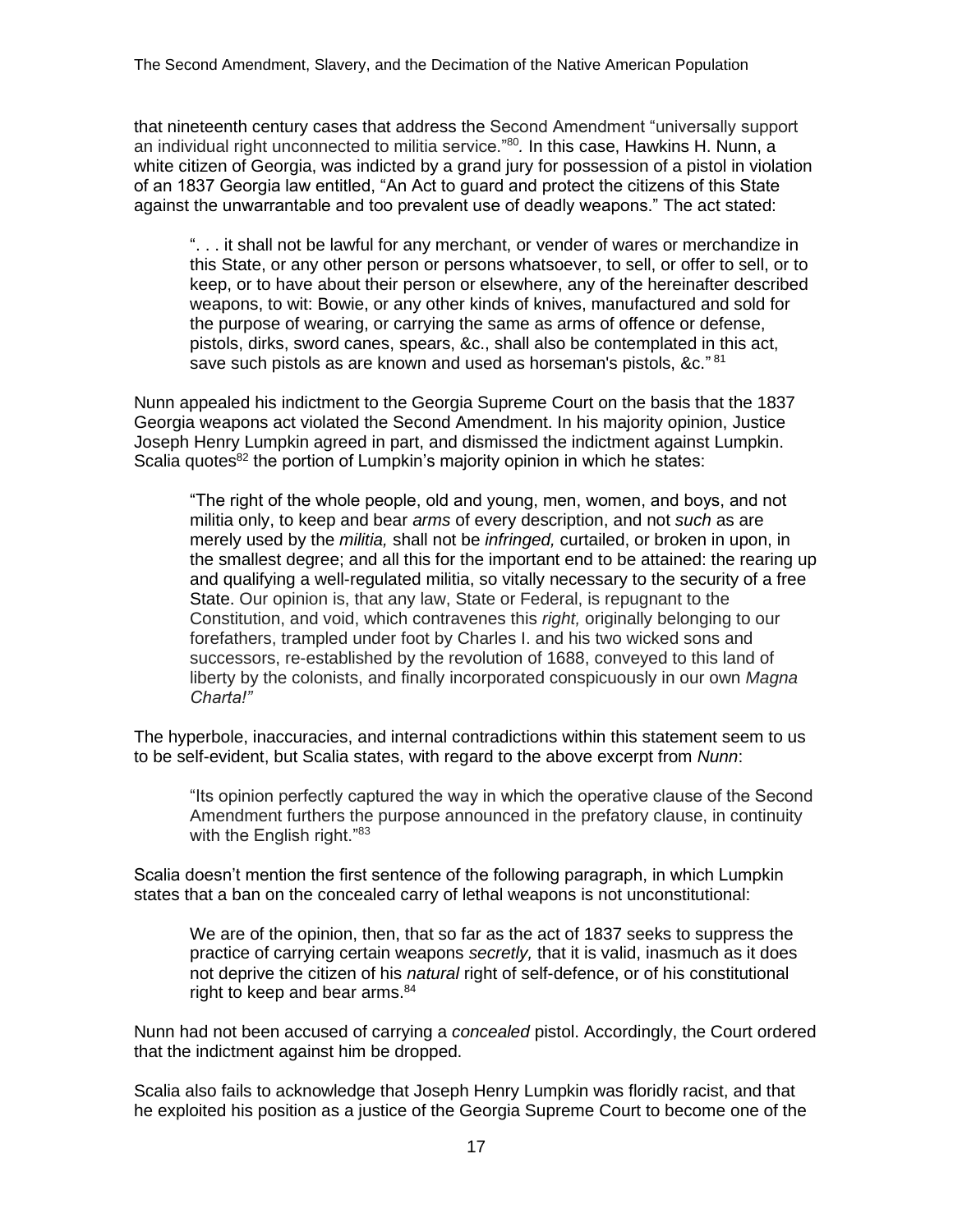that nineteenth century cases that address the Second Amendment "universally support an individual right unconnected to militia service."[80]*.* In this case, Hawkins H. Nunn, a white citizen of Georgia, was indicted by a grand jury for possession of a pistol in violation of an 1837 Georgia law entitled, "An Act to guard and protect the citizens of this State against the unwarrantable and too prevalent use of deadly weapons." The act stated:

> ". . . it shall not be lawful for any merchant, or vender of wares or merchandize in this State, or any other person or persons whatsoever, to sell, or offer to sell, or to keep, or to have about their person or elsewhere, any of the hereinafter described weapons, to wit: Bowie, or any other kinds of knives, manufactured and sold for the purpose of wearing, or carrying the same as arms of offence or defense, pistols, dirks, sword canes, spears, &c., shall also be contemplated in this act, save such pistols as are known and used as horseman's pistols, &c." [81]

Nunn appealed his indictment to the Georgia Supreme Court on the basis that the 1837 Georgia weapons act violated the Second Amendment. In his majority opinion, Justice Joseph Henry Lumpkin agreed in part, and dismissed the indictment against Lumpkin. Scalia quotes[82] the portion of Lumpkin's majority opinion in which he states:

> "The right of the whole people, old and young, men, women, and boys, and not militia only, to keep and bear *arms* of every description, and not *such* as are merely used by the *militia,* shall not be *infringed,* curtailed, or broken in upon, in the smallest degree; and all this for the important end to be attained: the rearing up and qualifying a well-regulated militia, so vitally necessary to the security of a free State. Our opinion is, that any law, State or Federal, is repugnant to the Constitution, and void, which contravenes this *right,* originally belonging to our forefathers, trampled under foot by Charles I. and his two wicked sons and successors, re-established by the revolution of 1688, conveyed to this land of liberty by the colonists, and finally incorporated conspicuously in our own *Magna Charta!"*

The hyperbole, inaccuracies, and internal contradictions within this statement seem to us to be self-evident, but Scalia states, with regard to the above excerpt from *Nunn*:

> "Its opinion perfectly captured the way in which the operative clause of the Second Amendment furthers the purpose announced in the prefatory clause, in continuity with the English right."[83]

Scalia doesn't mention the first sentence of the following paragraph, in which Lumpkin states that a ban on the concealed carry of lethal weapons is not unconstitutional:

> We are of the opinion, then, that so far as the act of 1837 seeks to suppress the practice of carrying certain weapons *secretly,* that it is valid, inasmuch as it does not deprive the citizen of his *natural* right of self-defence, or of his constitutional right to keep and bear arms.[84]

Nunn had not been accused of carrying a *concealed* pistol. Accordingly, the Court ordered that the indictment against him be dropped.

Scalia also fails to acknowledge that Joseph Henry Lumpkin was floridly racist, and that he exploited his position as a justice of the Georgia Supreme Court to become one of the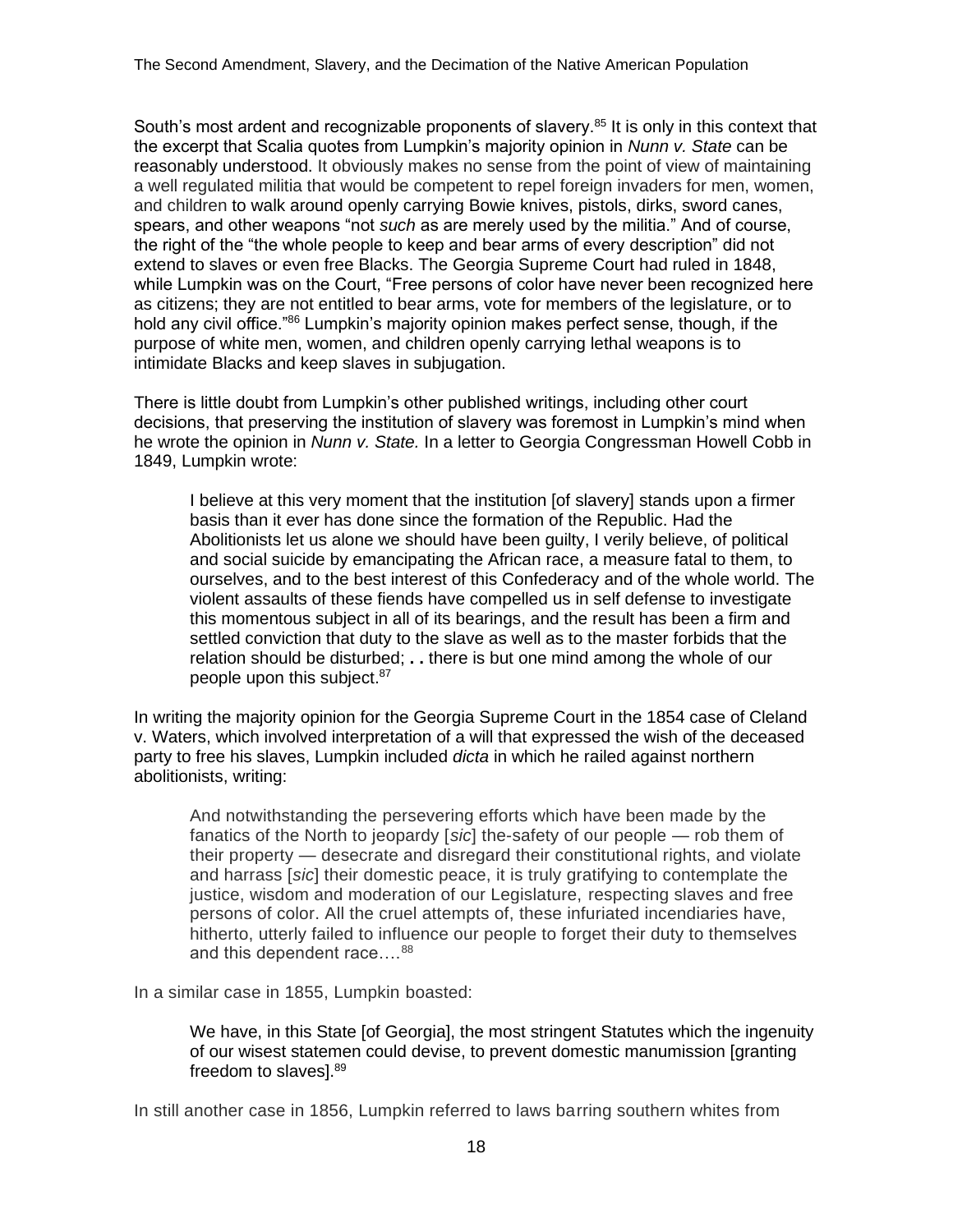South's most ardent and recognizable proponents of slavery.[85] It is only in this context that the excerpt that Scalia quotes from Lumpkin's majority opinion in *Nunn v. State* can be reasonably understood. It obviously makes no sense from the point of view of maintaining a well regulated militia that would be competent to repel foreign invaders for men, women, and children to walk around openly carrying Bowie knives, pistols, dirks, sword canes, spears, and other weapons "not *such* as are merely used by the militia." And of course, the right of the "the whole people to keep and bear arms of every description" did not extend to slaves or even free Blacks. The Georgia Supreme Court had ruled in 1848, while Lumpkin was on the Court, "Free persons of color have never been recognized here as citizens; they are not entitled to bear arms, vote for members of the legislature, or to hold any civil office."[86] Lumpkin's majority opinion makes perfect sense, though, if the purpose of white men, women, and children openly carrying lethal weapons is to intimidate Blacks and keep slaves in subjugation.

There is little doubt from Lumpkin's other published writings, including other court decisions, that preserving the institution of slavery was foremost in Lumpkin's mind when he wrote the opinion in *Nunn v. State.* In a letter to Georgia Congressman Howell Cobb in 1849, Lumpkin wrote:

> I believe at this very moment that the institution [of slavery] stands upon a firmer basis than it ever has done since the formation of the Republic. Had the Abolitionists let us alone we should have been guilty, I verily believe, of political and social suicide by emancipating the African race, a measure fatal to them, to ourselves, and to the best interest of this Confederacy and of the whole world. The violent assaults of these fiends have compelled us in self defense to investigate this momentous subject in all of its bearings, and the result has been a firm and settled conviction that duty to the slave as well as to the master forbids that the relation should be disturbed; **. .** there is but one mind among the whole of our people upon this subject.[87]

In writing the majority opinion for the Georgia Supreme Court in the 1854 case of Cleland v. Waters, which involved interpretation of a will that expressed the wish of the deceased party to free his slaves, Lumpkin included *dicta* in which he railed against northern abolitionists, writing:

> And notwithstanding the persevering efforts which have been made by the fanatics of the North to jeopardy [*sic*] the-safety of our people — rob them of their property — desecrate and disregard their constitutional rights, and violate and harrass [*sic*] their domestic peace, it is truly gratifying to contemplate the justice, wisdom and moderation of our Legislature, respecting slaves and free persons of color. All the cruel attempts of, these infuriated incendiaries have, hitherto, utterly failed to influence our people to forget their duty to themselves and this dependent race….[88]

In a similar case in 1855, Lumpkin boasted:

> We have, in this State [of Georgia], the most stringent Statutes which the ingenuity of our wisest statemen could devise, to prevent domestic manumission [granting freedom to slaves].[89]

In still another case in 1856, Lumpkin referred to laws barring southern whites from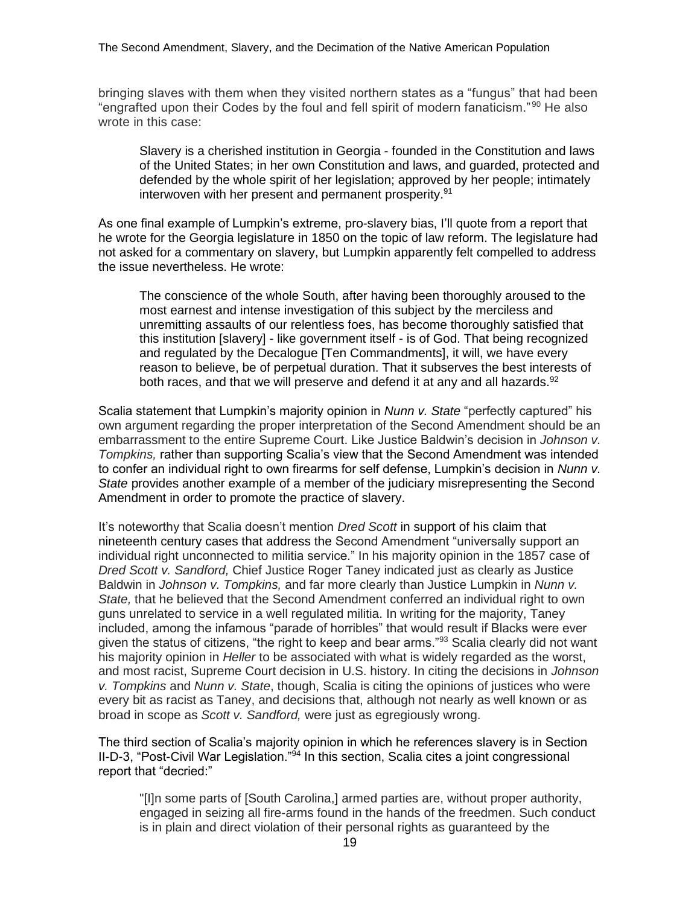bringing slaves with them when they visited northern states as a "fungus" that had been "engrafted upon their Codes by the foul and fell spirit of modern fanaticism."[90] He also wrote in this case:

> Slavery is a cherished institution in Georgia - founded in the Constitution and laws of the United States; in her own Constitution and laws, and guarded, protected and defended by the whole spirit of her legislation; approved by her people; intimately interwoven with her present and permanent prosperity.[91]

As one final example of Lumpkin's extreme, pro-slavery bias, I'll quote from a report that he wrote for the Georgia legislature in 1850 on the topic of law reform. The legislature had not asked for a commentary on slavery, but Lumpkin apparently felt compelled to address the issue nevertheless. He wrote:

> The conscience of the whole South, after having been thoroughly aroused to the most earnest and intense investigation of this subject by the merciless and unremitting assaults of our relentless foes, has become thoroughly satisfied that this institution [slavery] - like government itself - is of God. That being recognized and regulated by the Decalogue [Ten Commandments], it will, we have every reason to believe, be of perpetual duration. That it subserves the best interests of both races, and that we will preserve and defend it at any and all hazards.[92]

Scalia statement that Lumpkin's majority opinion in *Nunn v. State* "perfectly captured" his own argument regarding the proper interpretation of the Second Amendment should be an embarrassment to the entire Supreme Court. Like Justice Baldwin's decision in *Johnson v. Tompkins,* rather than supporting Scalia's view that the Second Amendment was intended to confer an individual right to own firearms for self defense, Lumpkin's decision in *Nunn v. State* provides another example of a member of the judiciary misrepresenting the Second Amendment in order to promote the practice of slavery.

It's noteworthy that Scalia doesn't mention *Dred Scott* in support of his claim that nineteenth century cases that address the Second Amendment "universally support an individual right unconnected to militia service." In his majority opinion in the 1857 case of *Dred Scott v. Sandford,* Chief Justice Roger Taney indicated just as clearly as Justice Baldwin in *Johnson v. Tompkins,* and far more clearly than Justice Lumpkin in *Nunn v. State,* that he believed that the Second Amendment conferred an individual right to own guns unrelated to service in a well regulated militia. In writing for the majority, Taney included, among the infamous "parade of horribles" that would result if Blacks were ever given the status of citizens, "the right to keep and bear arms."[93] Scalia clearly did not want his majority opinion in *Heller* to be associated with what is widely regarded as the worst, and most racist, Supreme Court decision in U.S. history. In citing the decisions in *Johnson v. Tompkins* and *Nunn v. State*, though, Scalia is citing the opinions of justices who were every bit as racist as Taney, and decisions that, although not nearly as well known or as broad in scope as *Scott v. Sandford,* were just as egregiously wrong.

The third section of Scalia's majority opinion in which he references slavery is in Section II-D-3, "Post-Civil War Legislation."[94] In this section, Scalia cites a joint congressional report that "decried:"

> "[I]n some parts of [South Carolina,] armed parties are, without proper authority, engaged in seizing all fire-arms found in the hands of the freedmen. Such conduct is in plain and direct violation of their personal rights as guaranteed by the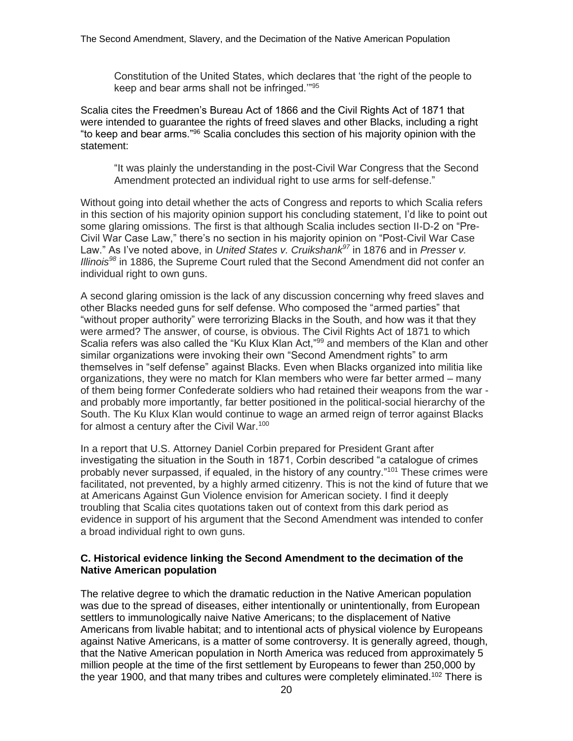> Constitution of the United States, which declares that 'the right of the people to keep and bear arms shall not be infringed.'"[95]

Scalia cites the Freedmen's Bureau Act of 1866 and the Civil Rights Act of 1871 that were intended to guarantee the rights of freed slaves and other Blacks, including a right "to keep and bear arms."[96] Scalia concludes this section of his majority opinion with the statement:

> "It was plainly the understanding in the post-Civil War Congress that the Second Amendment protected an individual right to use arms for self-defense."

Without going into detail whether the acts of Congress and reports to which Scalia refers in this section of his majority opinion support his concluding statement, I'd like to point out some glaring omissions. The first is that although Scalia includes section II-D-2 on "Pre-Civil War Case Law," there's no section in his majority opinion on "Post-Civil War Case Law." As I've noted above, in *United States v. Cruikshank*[97] in 1876 and in *Presser v. Illinois*[98] in 1886, the Supreme Court ruled that the Second Amendment did not confer an individual right to own guns.

A second glaring omission is the lack of any discussion concerning why freed slaves and other Blacks needed guns for self defense. Who composed the "armed parties" that "without proper authority" were terrorizing Blacks in the South, and how was it that they were armed? The answer, of course, is obvious. The Civil Rights Act of 1871 to which Scalia refers was also called the "Ku Klux Klan Act,"[99] and members of the Klan and other similar organizations were invoking their own "Second Amendment rights" to arm themselves in "self defense" against Blacks. Even when Blacks organized into militia like organizations, they were no match for Klan members who were far better armed – many of them being former Confederate soldiers who had retained their weapons from the war - and probably more importantly, far better positioned in the political-social hierarchy of the South. The Ku Klux Klan would continue to wage an armed reign of terror against Blacks for almost a century after the Civil War.[100]

In a report that U.S. Attorney Daniel Corbin prepared for President Grant after investigating the situation in the South in 1871, Corbin described "a catalogue of crimes probably never surpassed, if equaled, in the history of any country."[101] These crimes were facilitated, not prevented, by a highly armed citizenry. This is not the kind of future that we at Americans Against Gun Violence envision for American society. I find it deeply troubling that Scalia cites quotations taken out of context from this dark period as evidence in support of his argument that the Second Amendment was intended to confer a broad individual right to own guns.

### C. Historical evidence linking the Second Amendment to the decimation of the Native American population

The relative degree to which the dramatic reduction in the Native American population was due to the spread of diseases, either intentionally or unintentionally, from European settlers to immunologically naive Native Americans; to the displacement of Native Americans from livable habitat; and to intentional acts of physical violence by Europeans against Native Americans, is a matter of some controversy. It is generally agreed, though, that the Native American population in North America was reduced from approximately 5 million people at the time of the first settlement by Europeans to fewer than 250,000 by the year 1900, and that many tribes and cultures were completely eliminated.[102] There is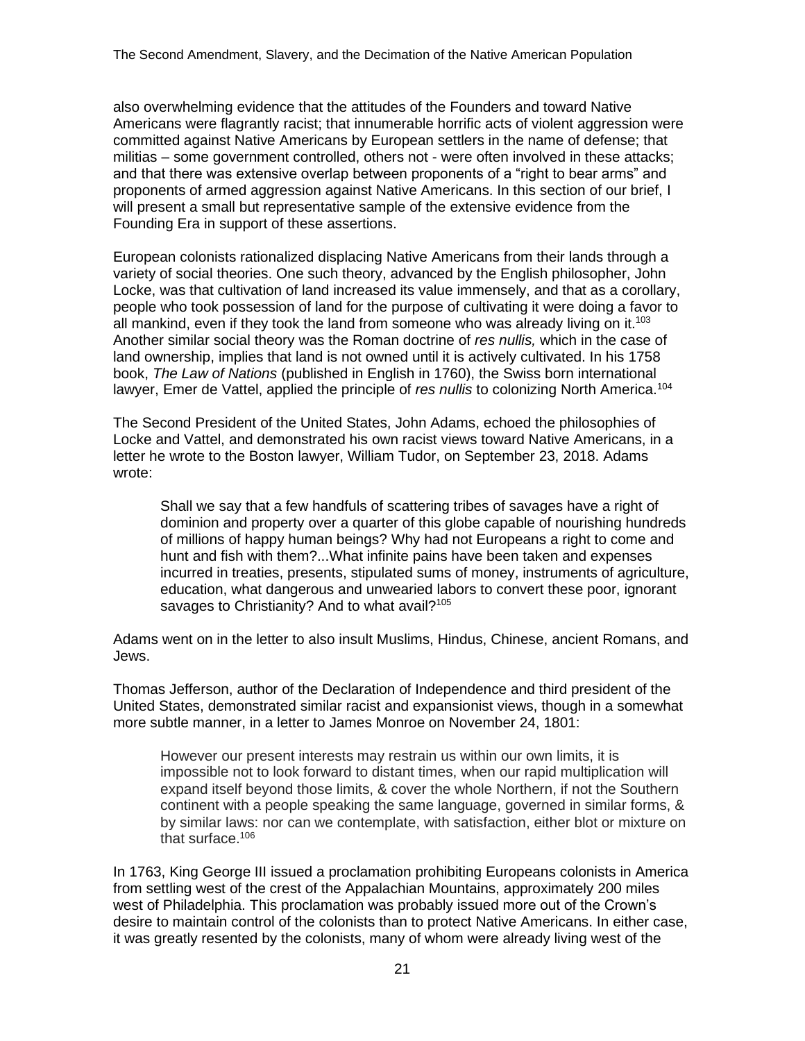also overwhelming evidence that the attitudes of the Founders and toward Native Americans were flagrantly racist; that innumerable horrific acts of violent aggression were committed against Native Americans by European settlers in the name of defense; that militias – some government controlled, others not - were often involved in these attacks; and that there was extensive overlap between proponents of a "right to bear arms" and proponents of armed aggression against Native Americans. In this section of our brief, I will present a small but representative sample of the extensive evidence from the Founding Era in support of these assertions.

European colonists rationalized displacing Native Americans from their lands through a variety of social theories. One such theory, advanced by the English philosopher, John Locke, was that cultivation of land increased its value immensely, and that as a corollary, people who took possession of land for the purpose of cultivating it were doing a favor to all mankind, even if they took the land from someone who was already living on it.[103] Another similar social theory was the Roman doctrine of *res nullis,* which in the case of land ownership, implies that land is not owned until it is actively cultivated. In his 1758 book, *The Law of Nations* (published in English in 1760), the Swiss born international lawyer, Emer de Vattel, applied the principle of *res nullis* to colonizing North America.[104]

The Second President of the United States, John Adams, echoed the philosophies of Locke and Vattel, and demonstrated his own racist views toward Native Americans, in a letter he wrote to the Boston lawyer, William Tudor, on September 23, 2018. Adams wrote:

> Shall we say that a few handfuls of scattering tribes of savages have a right of dominion and property over a quarter of this globe capable of nourishing hundreds of millions of happy human beings? Why had not Europeans a right to come and hunt and fish with them?...What infinite pains have been taken and expenses incurred in treaties, presents, stipulated sums of money, instruments of agriculture, education, what dangerous and unwearied labors to convert these poor, ignorant savages to Christianity? And to what avail?[105]

Adams went on in the letter to also insult Muslims, Hindus, Chinese, ancient Romans, and Jews.

Thomas Jefferson, author of the Declaration of Independence and third president of the United States, demonstrated similar racist and expansionist views, though in a somewhat more subtle manner, in a letter to James Monroe on November 24, 1801:

> However our present interests may restrain us within our own limits, it is impossible not to look forward to distant times, when our rapid multiplication will expand itself beyond those limits, & cover the whole Northern, if not the Southern continent with a people speaking the same language, governed in similar forms, & by similar laws: nor can we contemplate, with satisfaction, either blot or mixture on that surface.[106]

In 1763, King George III issued a proclamation prohibiting Europeans colonists in America from settling west of the crest of the Appalachian Mountains, approximately 200 miles west of Philadelphia. This proclamation was probably issued more out of the Crown's desire to maintain control of the colonists than to protect Native Americans. In either case, it was greatly resented by the colonists, many of whom were already living west of the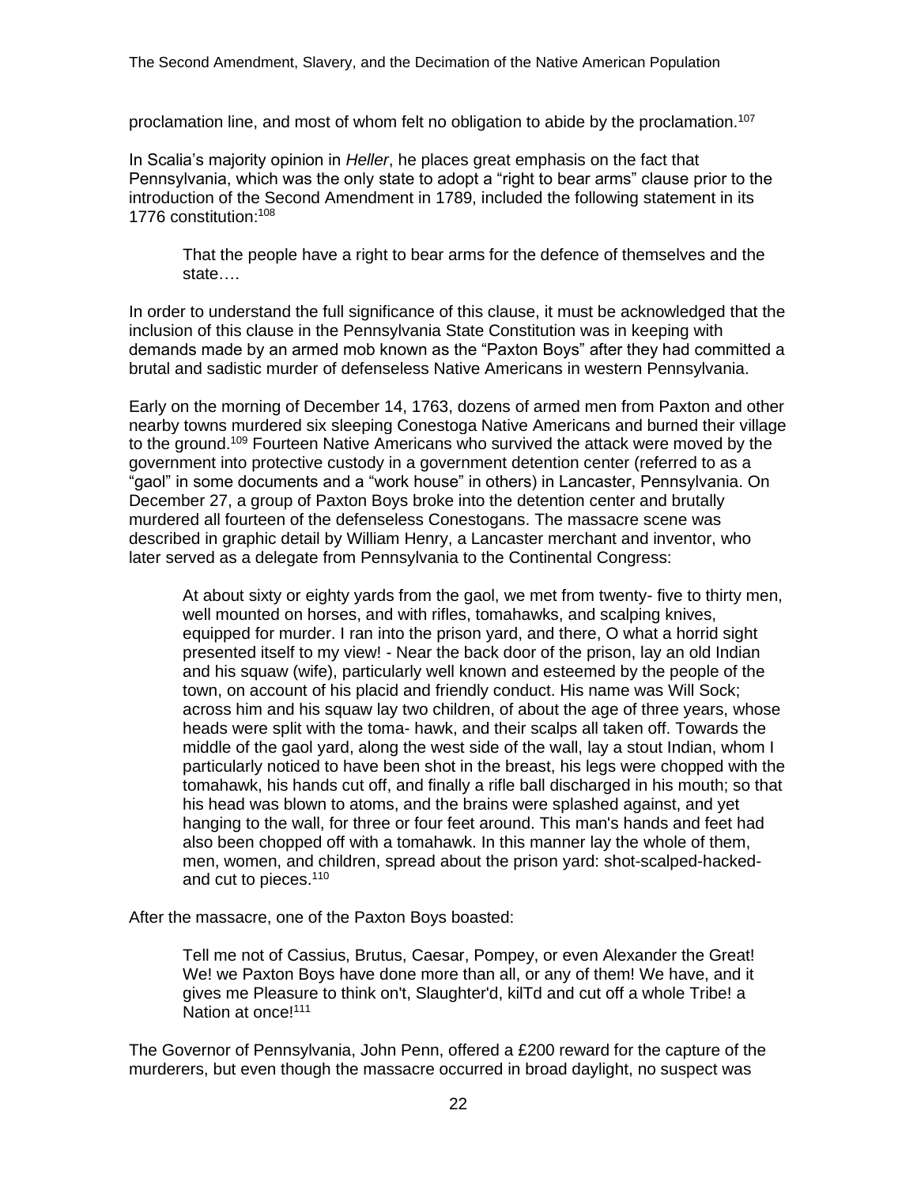proclamation line, and most of whom felt no obligation to abide by the proclamation.[107]

In Scalia's majority opinion in *Heller*, he places great emphasis on the fact that Pennsylvania, which was the only state to adopt a "right to bear arms" clause prior to the introduction of the Second Amendment in 1789, included the following statement in its 1776 constitution:[108]

> That the people have a right to bear arms for the defence of themselves and the state….

In order to understand the full significance of this clause, it must be acknowledged that the inclusion of this clause in the Pennsylvania State Constitution was in keeping with demands made by an armed mob known as the "Paxton Boys" after they had committed a brutal and sadistic murder of defenseless Native Americans in western Pennsylvania.

Early on the morning of December 14, 1763, dozens of armed men from Paxton and other nearby towns murdered six sleeping Conestoga Native Americans and burned their village to the ground.[109] Fourteen Native Americans who survived the attack were moved by the government into protective custody in a government detention center (referred to as a "gaol" in some documents and a "work house" in others) in Lancaster, Pennsylvania. On December 27, a group of Paxton Boys broke into the detention center and brutally murdered all fourteen of the defenseless Conestogans. The massacre scene was described in graphic detail by William Henry, a Lancaster merchant and inventor, who later served as a delegate from Pennsylvania to the Continental Congress:

> At about sixty or eighty yards from the gaol, we met from twenty- five to thirty men, well mounted on horses, and with rifles, tomahawks, and scalping knives, equipped for murder. I ran into the prison yard, and there, O what a horrid sight presented itself to my view! - Near the back door of the prison, lay an old Indian and his squaw (wife), particularly well known and esteemed by the people of the town, on account of his placid and friendly conduct. His name was Will Sock; across him and his squaw lay two children, of about the age of three years, whose heads were split with the toma- hawk, and their scalps all taken off. Towards the middle of the gaol yard, along the west side of the wall, lay a stout Indian, whom I particularly noticed to have been shot in the breast, his legs were chopped with the tomahawk, his hands cut off, and finally a rifle ball discharged in his mouth; so that his head was blown to atoms, and the brains were splashed against, and yet hanging to the wall, for three or four feet around. This man's hands and feet had also been chopped off with a tomahawk. In this manner lay the whole of them, men, women, and children, spread about the prison yard: shot-scalped-hacked-and cut to pieces.[110]

After the massacre, one of the Paxton Boys boasted:

> Tell me not of Cassius, Brutus, Caesar, Pompey, or even Alexander the Great! We! we Paxton Boys have done more than all, or any of them! We have, and it gives me Pleasure to think on't, Slaughter'd, kilTd and cut off a whole Tribe! a Nation at once![111]

The Governor of Pennsylvania, John Penn, offered a £200 reward for the capture of the murderers, but even though the massacre occurred in broad daylight, no suspect was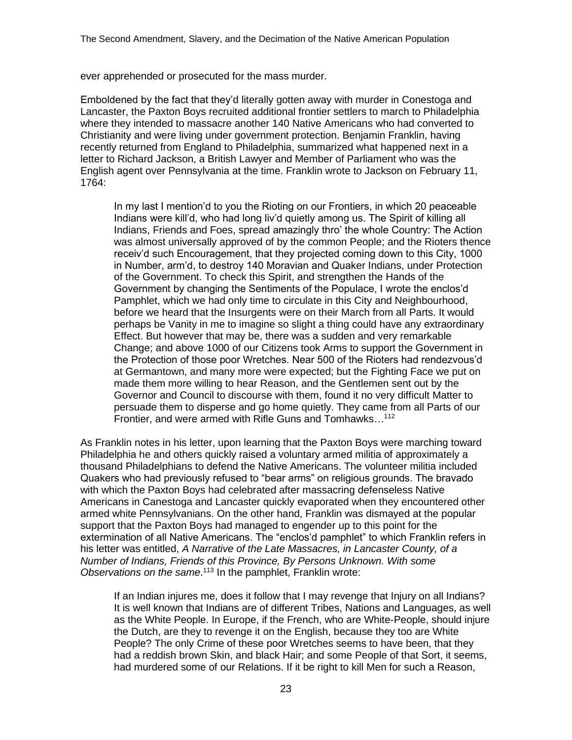ever apprehended or prosecuted for the mass murder.

Emboldened by the fact that they'd literally gotten away with murder in Conestoga and Lancaster, the Paxton Boys recruited additional frontier settlers to march to Philadelphia where they intended to massacre another 140 Native Americans who had converted to Christianity and were living under government protection. Benjamin Franklin, having recently returned from England to Philadelphia, summarized what happened next in a letter to Richard Jackson, a British Lawyer and Member of Parliament who was the English agent over Pennsylvania at the time. Franklin wrote to Jackson on February 11, 1764:

> In my last I mention'd to you the Rioting on our Frontiers, in which 20 peaceable Indians were kill'd, who had long liv'd quietly among us. The Spirit of killing all Indians, Friends and Foes, spread amazingly thro' the whole Country: The Action was almost universally approved of by the common People; and the Rioters thence receiv'd such Encouragement, that they projected coming down to this City, 1000 in Number, arm'd, to destroy 140 Moravian and Quaker Indians, under Protection of the Government. To check this Spirit, and strengthen the Hands of the Government by changing the Sentiments of the Populace, I wrote the enclos'd Pamphlet, which we had only time to circulate in this City and Neighbourhood, before we heard that the Insurgents were on their March from all Parts. It would perhaps be Vanity in me to imagine so slight a thing could have any extraordinary Effect. But however that may be, there was a sudden and very remarkable Change; and above 1000 of our Citizens took Arms to support the Government in the Protection of those poor Wretches. Near 500 of the Rioters had rendezvous'd at Germantown, and many more were expected; but the Fighting Face we put on made them more willing to hear Reason, and the Gentlemen sent out by the Governor and Council to discourse with them, found it no very difficult Matter to persuade them to disperse and go home quietly. They came from all Parts of our Frontier, and were armed with Rifle Guns and Tomhawks…[112]

As Franklin notes in his letter, upon learning that the Paxton Boys were marching toward Philadelphia he and others quickly raised a voluntary armed militia of approximately a thousand Philadelphians to defend the Native Americans. The volunteer militia included Quakers who had previously refused to "bear arms" on religious grounds. The bravado with which the Paxton Boys had celebrated after massacring defenseless Native Americans in Canestoga and Lancaster quickly evaporated when they encountered other armed white Pennsylvanians. On the other hand, Franklin was dismayed at the popular support that the Paxton Boys had managed to engender up to this point for the extermination of all Native Americans. The "enclos'd pamphlet" to which Franklin refers in his letter was entitled, *A Narrative of the Late Massacres, in Lancaster County, of a Number of Indians, Friends of this Province, By Persons Unknown. With some Observations on the same*.[113] In the pamphlet, Franklin wrote:

> If an Indian injures me, does it follow that I may revenge that Injury on all Indians? It is well known that Indians are of different Tribes, Nations and Languages, as well as the White People. In Europe, if the French, who are White-People, should injure the Dutch, are they to revenge it on the English, because they too are White People? The only Crime of these poor Wretches seems to have been, that they had a reddish brown Skin, and black Hair; and some People of that Sort, it seems, had murdered some of our Relations. If it be right to kill Men for such a Reason,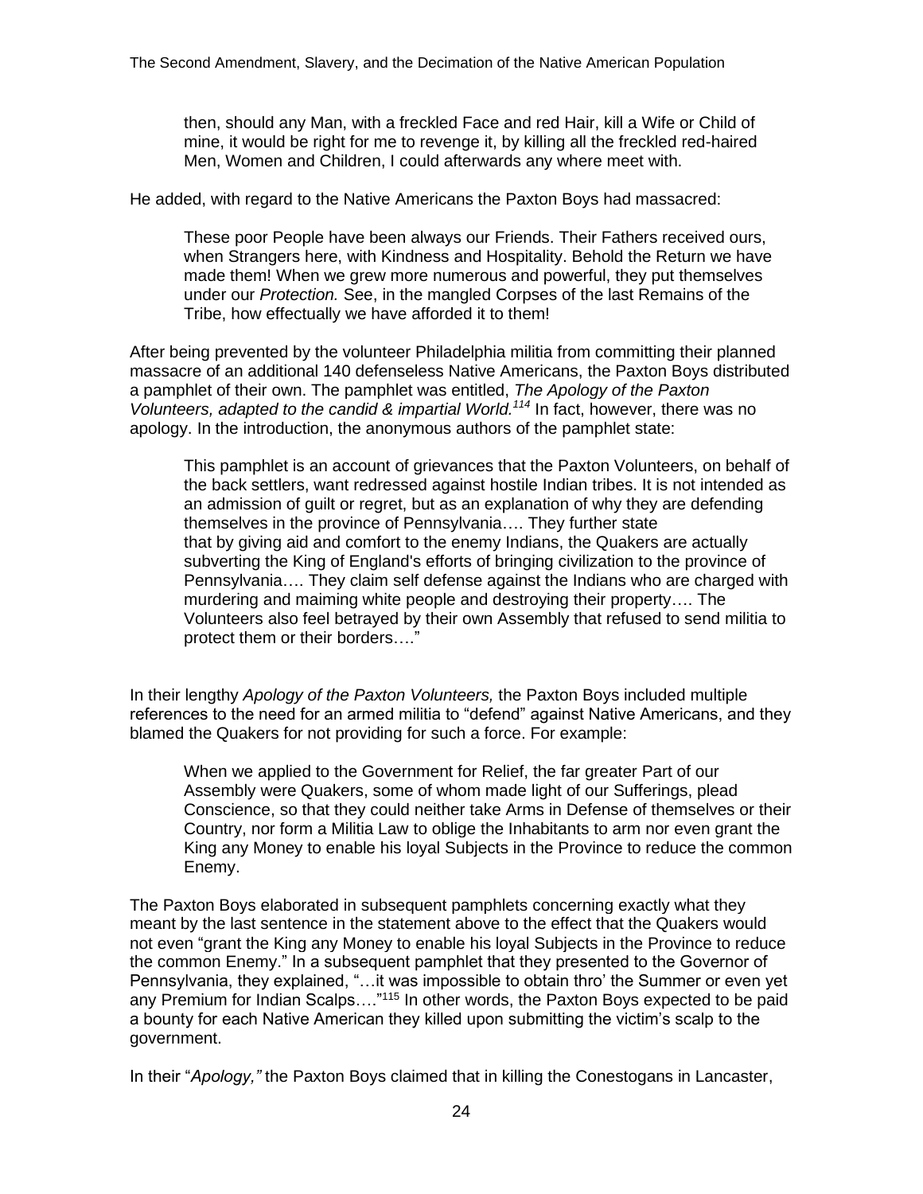> then, should any Man, with a freckled Face and red Hair, kill a Wife or Child of mine, it would be right for me to revenge it, by killing all the freckled red-haired Men, Women and Children, I could afterwards any where meet with.

He added, with regard to the Native Americans the Paxton Boys had massacred:

> These poor People have been always our Friends. Their Fathers received ours, when Strangers here, with Kindness and Hospitality. Behold the Return we have made them! When we grew more numerous and powerful, they put themselves under our *Protection.* See, in the mangled Corpses of the last Remains of the Tribe, how effectually we have afforded it to them!

After being prevented by the volunteer Philadelphia militia from committing their planned massacre of an additional 140 defenseless Native Americans, the Paxton Boys distributed a pamphlet of their own. The pamphlet was entitled, *The Apology of the Paxton Volunteers, adapted to the candid & impartial World.*[114] In fact, however, there was no apology. In the introduction, the anonymous authors of the pamphlet state:

> This pamphlet is an account of grievances that the Paxton Volunteers, on behalf of the back settlers, want redressed against hostile Indian tribes. It is not intended as an admission of guilt or regret, but as an explanation of why they are defending themselves in the province of Pennsylvania…. They further state that by giving aid and comfort to the enemy Indians, the Quakers are actually subverting the King of England's efforts of bringing civilization to the province of Pennsylvania…. They claim self defense against the Indians who are charged with murdering and maiming white people and destroying their property…. The Volunteers also feel betrayed by their own Assembly that refused to send militia to protect them or their borders…."

In their lengthy *Apology of the Paxton Volunteers,* the Paxton Boys included multiple references to the need for an armed militia to "defend" against Native Americans, and they blamed the Quakers for not providing for such a force. For example:

> When we applied to the Government for Relief, the far greater Part of our Assembly were Quakers, some of whom made light of our Sufferings, plead Conscience, so that they could neither take Arms in Defense of themselves or their Country, nor form a Militia Law to oblige the Inhabitants to arm nor even grant the King any Money to enable his loyal Subjects in the Province to reduce the common Enemy.

The Paxton Boys elaborated in subsequent pamphlets concerning exactly what they meant by the last sentence in the statement above to the effect that the Quakers would not even "grant the King any Money to enable his loyal Subjects in the Province to reduce the common Enemy." In a subsequent pamphlet that they presented to the Governor of Pennsylvania, they explained, "…it was impossible to obtain thro' the Summer or even yet any Premium for Indian Scalps…."[115] In other words, the Paxton Boys expected to be paid a bounty for each Native American they killed upon submitting the victim's scalp to the government.

In their "*Apology,"* the Paxton Boys claimed that in killing the Conestogans in Lancaster,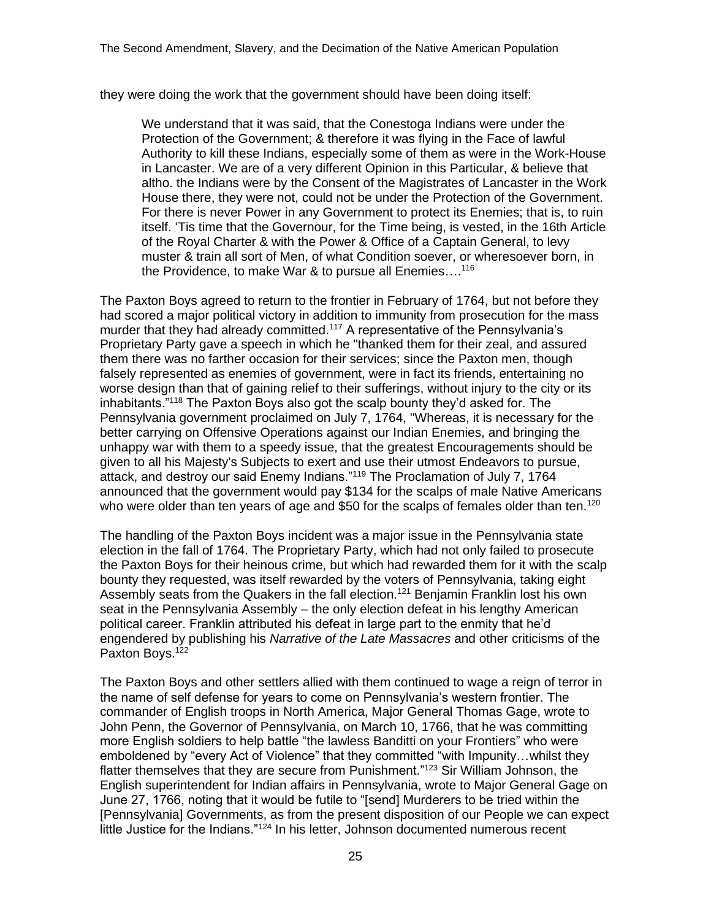they were doing the work that the government should have been doing itself:

> We understand that it was said, that the Conestoga Indians were under the Protection of the Government; & therefore it was flying in the Face of lawful Authority to kill these Indians, especially some of them as were in the Work-House in Lancaster. We are of a very different Opinion in this Particular, & believe that altho. the Indians were by the Consent of the Magistrates of Lancaster in the Work House there, they were not, could not be under the Protection of the Government. For there is never Power in any Government to protect its Enemies; that is, to ruin itself. 'Tis time that the Governour, for the Time being, is vested, in the 16th Article of the Royal Charter & with the Power & Office of a Captain General, to levy muster & train all sort of Men, of what Condition soever, or wheresoever born, in the Providence, to make War & to pursue all Enemies….[116]

The Paxton Boys agreed to return to the frontier in February of 1764, but not before they had scored a major political victory in addition to immunity from prosecution for the mass murder that they had already committed.[117] A representative of the Pennsylvania's Proprietary Party gave a speech in which he "thanked them for their zeal, and assured them there was no farther occasion for their services; since the Paxton men, though falsely represented as enemies of government, were in fact its friends, entertaining no worse design than that of gaining relief to their sufferings, without injury to the city or its inhabitants."[118] The Paxton Boys also got the scalp bounty they'd asked for. The Pennsylvania government proclaimed on July 7, 1764, "Whereas, it is necessary for the better carrying on Offensive Operations against our Indian Enemies, and bringing the unhappy war with them to a speedy issue, that the greatest Encouragements should be given to all his Majesty's Subjects to exert and use their utmost Endeavors to pursue, attack, and destroy our said Enemy Indians."[119] The Proclamation of July 7, 1764 announced that the government would pay $134 for the scalps of male Native Americans who were older than ten years of age and $50 for the scalps of females older than ten.[120]

The handling of the Paxton Boys incident was a major issue in the Pennsylvania state election in the fall of 1764. The Proprietary Party, which had not only failed to prosecute the Paxton Boys for their heinous crime, but which had rewarded them for it with the scalp bounty they requested, was itself rewarded by the voters of Pennsylvania, taking eight Assembly seats from the Quakers in the fall election.[121] Benjamin Franklin lost his own seat in the Pennsylvania Assembly – the only election defeat in his lengthy American political career. Franklin attributed his defeat in large part to the enmity that he'd engendered by publishing his *Narrative of the Late Massacres* and other criticisms of the Paxton Boys.[122]

The Paxton Boys and other settlers allied with them continued to wage a reign of terror in the name of self defense for years to come on Pennsylvania's western frontier. The commander of English troops in North America, Major General Thomas Gage, wrote to John Penn, the Governor of Pennsylvania, on March 10, 1766, that he was committing more English soldiers to help battle "the lawless Banditti on your Frontiers" who were emboldened by "every Act of Violence" that they committed "with Impunity…whilst they flatter themselves that they are secure from Punishment."[123] Sir William Johnson, the English superintendent for Indian affairs in Pennsylvania, wrote to Major General Gage on June 27, 1766, noting that it would be futile to "[send] Murderers to be tried within the [Pennsylvania] Governments, as from the present disposition of our People we can expect little Justice for the Indians."[124] In his letter, Johnson documented numerous recent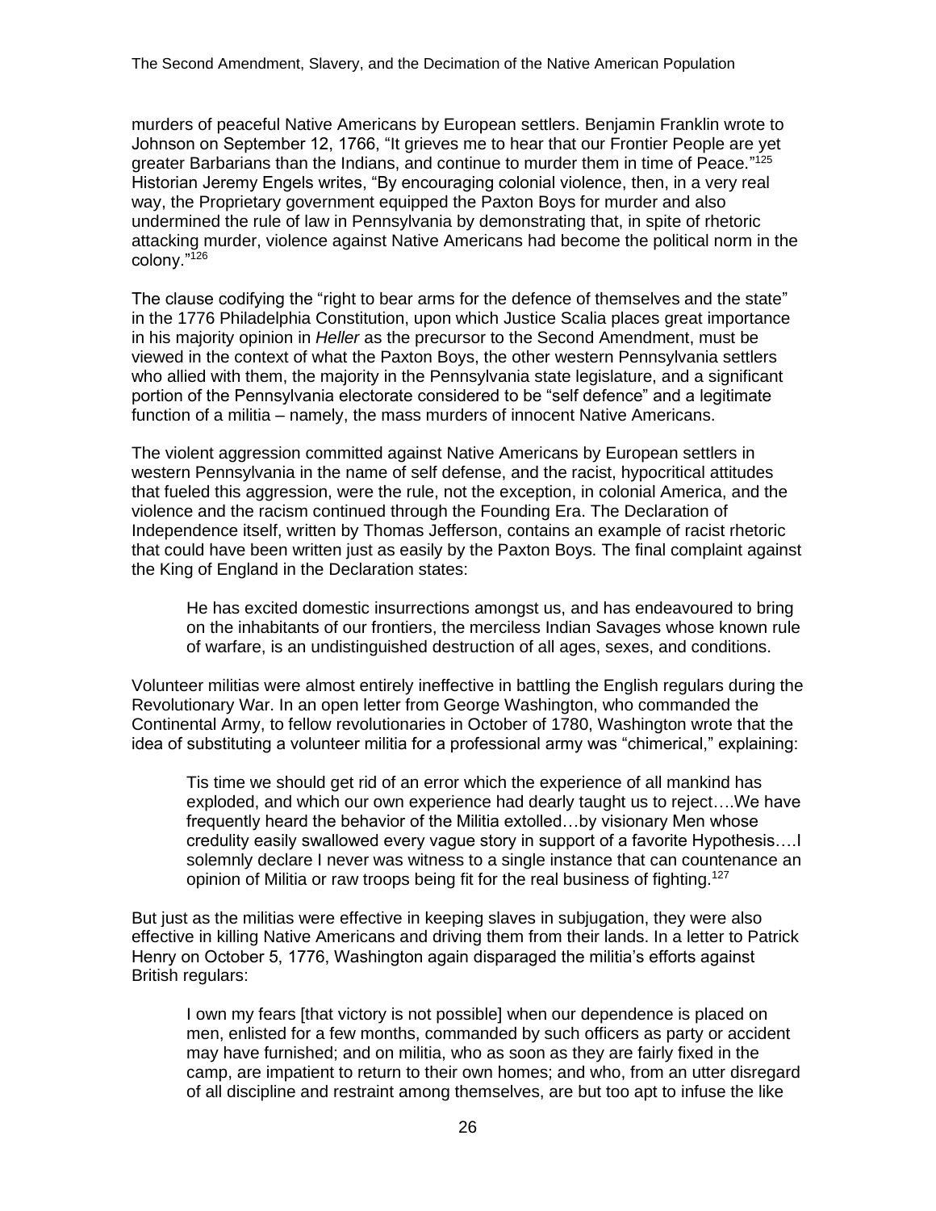murders of peaceful Native Americans by European settlers. Benjamin Franklin wrote to Johnson on September 12, 1766, "It grieves me to hear that our Frontier People are yet greater Barbarians than the Indians, and continue to murder them in time of Peace."[125] Historian Jeremy Engels writes, "By encouraging colonial violence, then, in a very real way, the Proprietary government equipped the Paxton Boys for murder and also undermined the rule of law in Pennsylvania by demonstrating that, in spite of rhetoric attacking murder, violence against Native Americans had become the political norm in the colony."[126]

The clause codifying the "right to bear arms for the defence of themselves and the state" in the 1776 Philadelphia Constitution, upon which Justice Scalia places great importance in his majority opinion in *Heller* as the precursor to the Second Amendment, must be viewed in the context of what the Paxton Boys, the other western Pennsylvania settlers who allied with them, the majority in the Pennsylvania state legislature, and a significant portion of the Pennsylvania electorate considered to be "self defence" and a legitimate function of a militia – namely, the mass murders of innocent Native Americans.

The violent aggression committed against Native Americans by European settlers in western Pennsylvania in the name of self defense, and the racist, hypocritical attitudes that fueled this aggression, were the rule, not the exception, in colonial America, and the violence and the racism continued through the Founding Era. The Declaration of Independence itself, written by Thomas Jefferson, contains an example of racist rhetoric that could have been written just as easily by the Paxton Boys. The final complaint against the King of England in the Declaration states:

> He has excited domestic insurrections amongst us, and has endeavoured to bring on the inhabitants of our frontiers, the merciless Indian Savages whose known rule of warfare, is an undistinguished destruction of all ages, sexes, and conditions.

Volunteer militias were almost entirely ineffective in battling the English regulars during the Revolutionary War. In an open letter from George Washington, who commanded the Continental Army, to fellow revolutionaries in October of 1780, Washington wrote that the idea of substituting a volunteer militia for a professional army was "chimerical," explaining:

> Tis time we should get rid of an error which the experience of all mankind has exploded, and which our own experience had dearly taught us to reject….We have frequently heard the behavior of the Militia extolled…by visionary Men whose credulity easily swallowed every vague story in support of a favorite Hypothesis….I solemnly declare I never was witness to a single instance that can countenance an opinion of Militia or raw troops being fit for the real business of fighting.[127]

But just as the militias were effective in keeping slaves in subjugation, they were also effective in killing Native Americans and driving them from their lands. In a letter to Patrick Henry on October 5, 1776, Washington again disparaged the militia's efforts against British regulars:

> I own my fears [that victory is not possible] when our dependence is placed on men, enlisted for a few months, commanded by such officers as party or accident may have furnished; and on militia, who as soon as they are fairly fixed in the camp, are impatient to return to their own homes; and who, from an utter disregard of all discipline and restraint among themselves, are but too apt to infuse the like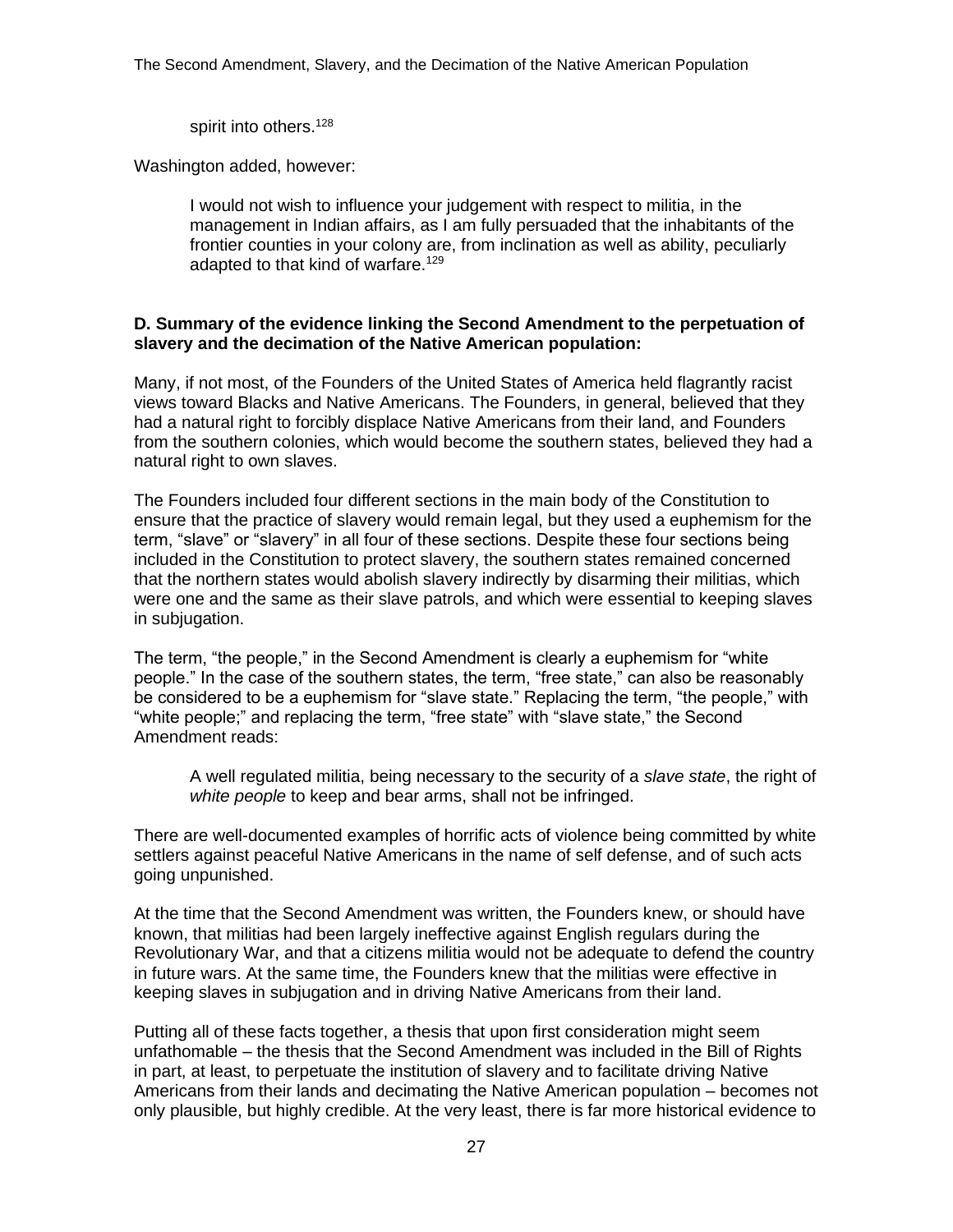> spirit into others.[128]

Washington added, however:

> I would not wish to influence your judgement with respect to militia, in the management in Indian affairs, as I am fully persuaded that the inhabitants of the frontier counties in your colony are, from inclination as well as ability, peculiarly adapted to that kind of warfare.[129]

**D. Summary of the evidence linking the Second Amendment to the perpetuation of slavery and the decimation of the Native American population:**

Many, if not most, of the Founders of the United States of America held flagrantly racist views toward Blacks and Native Americans. The Founders, in general, believed that they had a natural right to forcibly displace Native Americans from their land, and Founders from the southern colonies, which would become the southern states, believed they had a natural right to own slaves.

The Founders included four different sections in the main body of the Constitution to ensure that the practice of slavery would remain legal, but they used a euphemism for the term, "slave" or "slavery" in all four of these sections. Despite these four sections being included in the Constitution to protect slavery, the southern states remained concerned that the northern states would abolish slavery indirectly by disarming their militias, which were one and the same as their slave patrols, and which were essential to keeping slaves in subjugation.

The term, "the people," in the Second Amendment is clearly a euphemism for "white people." In the case of the southern states, the term, "free state," can also be reasonably be considered to be a euphemism for "slave state." Replacing the term, "the people," with "white people;" and replacing the term, "free state" with "slave state," the Second Amendment reads:

> A well regulated militia, being necessary to the security of a *slave state*, the right of *white people* to keep and bear arms, shall not be infringed.

There are well-documented examples of horrific acts of violence being committed by white settlers against peaceful Native Americans in the name of self defense, and of such acts going unpunished.

At the time that the Second Amendment was written, the Founders knew, or should have known, that militias had been largely ineffective against English regulars during the Revolutionary War, and that a citizens militia would not be adequate to defend the country in future wars. At the same time, the Founders knew that the militias were effective in keeping slaves in subjugation and in driving Native Americans from their land.

Putting all of these facts together, a thesis that upon first consideration might seem unfathomable – the thesis that the Second Amendment was included in the Bill of Rights in part, at least, to perpetuate the institution of slavery and to facilitate driving Native Americans from their lands and decimating the Native American population – becomes not only plausible, but highly credible. At the very least, there is far more historical evidence to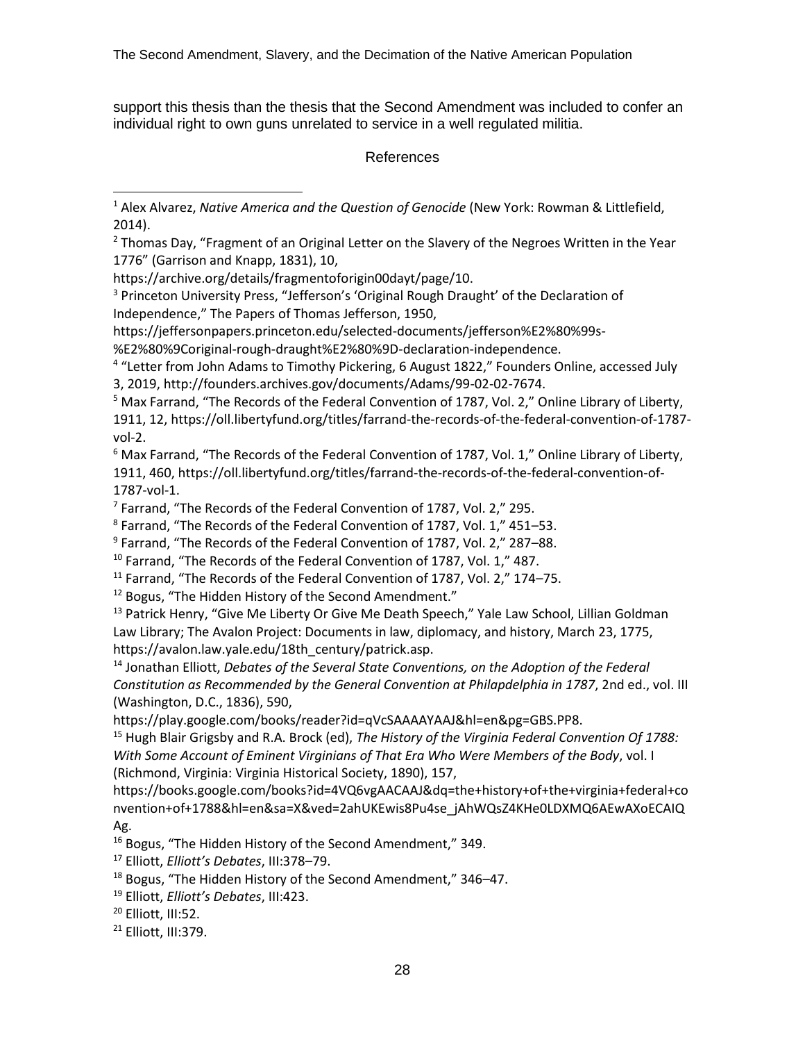support this thesis than the thesis that the Second Amendment was included to confer an individual right to own guns unrelated to service in a well regulated militia.

## References

[1] Alex Alvarez, *Native America and the Question of Genocide* (New York: Rowman & Littlefield, 2014).

[2] Thomas Day, "Fragment of an Original Letter on the Slavery of the Negroes Written in the Year 1776" (Garrison and Knapp, 1831), 10, https://archive.org/details/fragmentoforigin00dayt/page/10.

[3] Princeton University Press, "Jefferson's 'Original Rough Draught' of the Declaration of Independence," The Papers of Thomas Jefferson, 1950, https://jeffersonpapers.princeton.edu/selected-documents/jefferson%E2%80%99s-%E2%80%9Coriginal-rough-draught%E2%80%9D-declaration-independence.

[4] "Letter from John Adams to Timothy Pickering, 6 August 1822," Founders Online, accessed July 3, 2019, http://founders.archives.gov/documents/Adams/99-02-02-7674.

[5] Max Farrand, "The Records of the Federal Convention of 1787, Vol. 2," Online Library of Liberty, 1911, 12, https://oll.libertyfund.org/titles/farrand-the-records-of-the-federal-convention-of-1787-vol-2.

[6] Max Farrand, "The Records of the Federal Convention of 1787, Vol. 1," Online Library of Liberty, 1911, 460, https://oll.libertyfund.org/titles/farrand-the-records-of-the-federal-convention-of-1787-vol-1.

[7] Farrand, "The Records of the Federal Convention of 1787, Vol. 2," 295.

[8] Farrand, "The Records of the Federal Convention of 1787, Vol. 1," 451–53.

[9] Farrand, "The Records of the Federal Convention of 1787, Vol. 2," 287–88.

[10] Farrand, "The Records of the Federal Convention of 1787, Vol. 1," 487.

[11] Farrand, "The Records of the Federal Convention of 1787, Vol. 2," 174–75.

[12] Bogus, "The Hidden History of the Second Amendment."

[13] Patrick Henry, "Give Me Liberty Or Give Me Death Speech," Yale Law School, Lillian Goldman Law Library; The Avalon Project: Documents in law, diplomacy, and history, March 23, 1775, https://avalon.law.yale.edu/18th_century/patrick.asp.

[14] Jonathan Elliott, *Debates of the Several State Conventions, on the Adoption of the Federal Constitution as Recommended by the General Convention at Philapdelphia in 1787*, 2nd ed., vol. III (Washington, D.C., 1836), 590, https://play.google.com/books/reader?id=qVcSAAAAYAAJ&hl=en&pg=GBS.PP8.

[15] Hugh Blair Grigsby and R.A. Brock (ed), *The History of the Virginia Federal Convention Of 1788: With Some Account of Eminent Virginians of That Era Who Were Members of the Body*, vol. I (Richmond, Virginia: Virginia Historical Society, 1890), 157, https://books.google.com/books?id=4VQ6vgAACAAJ&dq=the+history+of+the+virginia+federal+convention+of+1788&hl=en&sa=X&ved=2ahUKEwis8Pu4se_jAhWQsZ4KHe0LDXMQ6AEwAXoECAIQAg.

[16] Bogus, "The Hidden History of the Second Amendment," 349.

[17] Elliott, *Elliott's Debates*, III:378–79.

[18] Bogus, "The Hidden History of the Second Amendment," 346–47.

[19] Elliott, *Elliott's Debates*, III:423.

[20] Elliott, III:52.

[21] Elliott, III:379.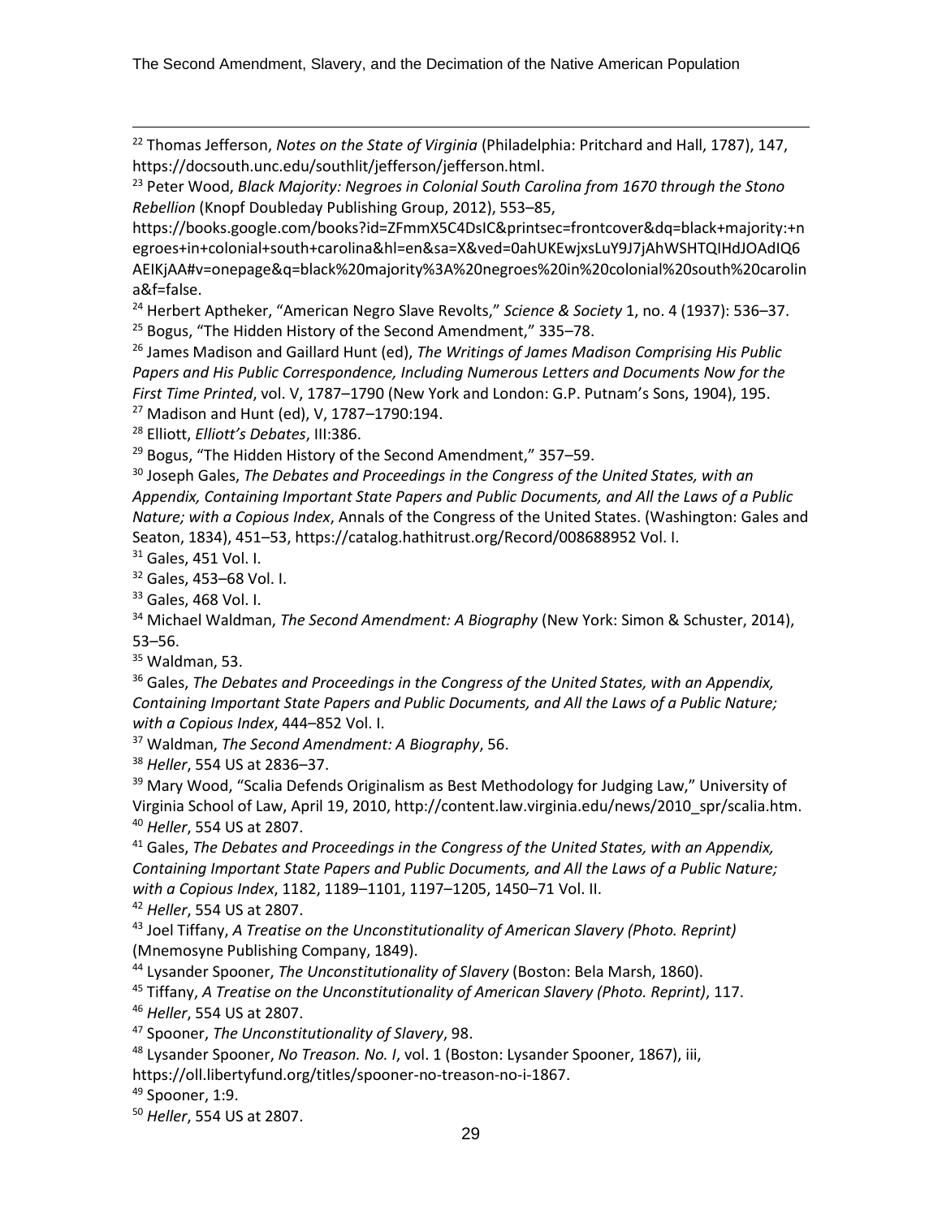[22] Thomas Jefferson, *Notes on the State of Virginia* (Philadelphia: Pritchard and Hall, 1787), 147, https://docsouth.unc.edu/southlit/jefferson/jefferson.html.

[23] Peter Wood, *Black Majority: Negroes in Colonial South Carolina from 1670 through the Stono Rebellion* (Knopf Doubleday Publishing Group, 2012), 553–85, https://books.google.com/books?id=ZFmmX5C4DsIC&printsec=frontcover&dq=black+majority:+negroes+in+colonial+south+carolina&hl=en&sa=X&ved=0ahUKEwjxsLuY9J7jAhWSHTQIHdJOAdIQ6AEIKjAA#v=onepage&q=black%20majority%3A%20negroes%20in%20colonial%20south%20carolina&f=false.

[24] Herbert Aptheker, "American Negro Slave Revolts," *Science & Society* 1, no. 4 (1937): 536–37.

[25] Bogus, "The Hidden History of the Second Amendment," 335–78.

[26] James Madison and Gaillard Hunt (ed), *The Writings of James Madison Comprising His Public Papers and His Public Correspondence, Including Numerous Letters and Documents Now for the First Time Printed*, vol. V, 1787–1790 (New York and London: G.P. Putnam's Sons, 1904), 195.

[27] Madison and Hunt (ed), V, 1787–1790:194.

[28] Elliott, *Elliott's Debates*, III:386.

[29] Bogus, "The Hidden History of the Second Amendment," 357–59.

[30] Joseph Gales, *The Debates and Proceedings in the Congress of the United States, with an Appendix, Containing Important State Papers and Public Documents, and All the Laws of a Public Nature; with a Copious Index*, Annals of the Congress of the United States. (Washington: Gales and Seaton, 1834), 451–53, https://catalog.hathitrust.org/Record/008688952 Vol. I.

[31] Gales, 451 Vol. I.

[32] Gales, 453–68 Vol. I.

[33] Gales, 468 Vol. I.

[34] Michael Waldman, *The Second Amendment: A Biography* (New York: Simon & Schuster, 2014), 53–56.

[35] Waldman, 53.

[36] Gales, *The Debates and Proceedings in the Congress of the United States, with an Appendix, Containing Important State Papers and Public Documents, and All the Laws of a Public Nature; with a Copious Index*, 444–852 Vol. I.

[37] Waldman, *The Second Amendment: A Biography*, 56.

[38] *Heller*, 554 US at 2836–37.

[39] Mary Wood, "Scalia Defends Originalism as Best Methodology for Judging Law," University of Virginia School of Law, April 19, 2010, http://content.law.virginia.edu/news/2010_spr/scalia.htm.

[40] *Heller*, 554 US at 2807.

[41] Gales, *The Debates and Proceedings in the Congress of the United States, with an Appendix, Containing Important State Papers and Public Documents, and All the Laws of a Public Nature; with a Copious Index*, 1182, 1189–1101, 1197–1205, 1450–71 Vol. II.

[42] *Heller*, 554 US at 2807.

[43] Joel Tiffany, *A Treatise on the Unconstitutionality of American Slavery (Photo. Reprint)* (Mnemosyne Publishing Company, 1849).

[44] Lysander Spooner, *The Unconstitutionality of Slavery* (Boston: Bela Marsh, 1860).

[45] Tiffany, *A Treatise on the Unconstitutionality of American Slavery (Photo. Reprint)*, 117.

[46] *Heller*, 554 US at 2807.

[47] Spooner, *The Unconstitutionality of Slavery*, 98.

[48] Lysander Spooner, *No Treason. No. I*, vol. 1 (Boston: Lysander Spooner, 1867), iii, https://oll.libertyfund.org/titles/spooner-no-treason-no-i-1867.

[49] Spooner, 1:9.

[50] *Heller*, 554 US at 2807.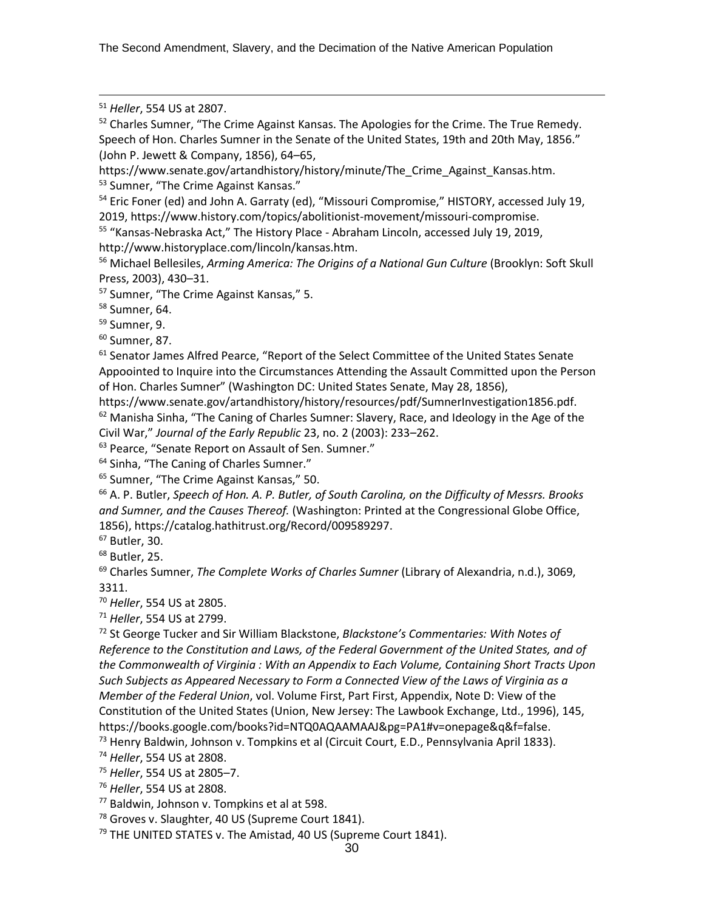[51] *Heller*, 554 US at 2807.

[52] Charles Sumner, "The Crime Against Kansas. The Apologies for the Crime. The True Remedy. Speech of Hon. Charles Sumner in the Senate of the United States, 19th and 20th May, 1856." (John P. Jewett & Company, 1856), 64–65, https://www.senate.gov/artandhistory/history/minute/The_Crime_Against_Kansas.htm.

[53] Sumner, "The Crime Against Kansas."

[54] Eric Foner (ed) and John A. Garraty (ed), "Missouri Compromise," HISTORY, accessed July 19, 2019, https://www.history.com/topics/abolitionist-movement/missouri-compromise.

[55] "Kansas-Nebraska Act," The History Place - Abraham Lincoln, accessed July 19, 2019, http://www.historyplace.com/lincoln/kansas.htm.

[56] Michael Bellesiles, *Arming America: The Origins of a National Gun Culture* (Brooklyn: Soft Skull Press, 2003), 430–31.

[57] Sumner, "The Crime Against Kansas," 5.

[58] Sumner, 64.

[59] Sumner, 9.

[60] Sumner, 87.

[61] Senator James Alfred Pearce, "Report of the Select Committee of the United States Senate Appoointed to Inquire into the Circumstances Attending the Assault Committed upon the Person of Hon. Charles Sumner" (Washington DC: United States Senate, May 28, 1856), https://www.senate.gov/artandhistory/history/resources/pdf/SumnerInvestigation1856.pdf.

[62] Manisha Sinha, "The Caning of Charles Sumner: Slavery, Race, and Ideology in the Age of the Civil War," *Journal of the Early Republic* 23, no. 2 (2003): 233–262.

[63] Pearce, "Senate Report on Assault of Sen. Sumner."

[64] Sinha, "The Caning of Charles Sumner."

[65] Sumner, "The Crime Against Kansas," 50.

[66] A. P. Butler, *Speech of Hon. A. P. Butler, of South Carolina, on the Difficulty of Messrs. Brooks and Sumner, and the Causes Thereof.* (Washington: Printed at the Congressional Globe Office, 1856), https://catalog.hathitrust.org/Record/009589297.

[67] Butler, 30.

[68] Butler, 25.

[69] Charles Sumner, *The Complete Works of Charles Sumner* (Library of Alexandria, n.d.), 3069, 3311.

[70] *Heller*, 554 US at 2805.

[71] *Heller*, 554 US at 2799.

[72] St George Tucker and Sir William Blackstone, *Blackstone's Commentaries: With Notes of Reference to the Constitution and Laws, of the Federal Government of the United States, and of the Commonwealth of Virginia : With an Appendix to Each Volume, Containing Short Tracts Upon Such Subjects as Appeared Necessary to Form a Connected View of the Laws of Virginia as a Member of the Federal Union*, vol. Volume First, Part First, Appendix, Note D: View of the Constitution of the United States (Union, New Jersey: The Lawbook Exchange, Ltd., 1996), 145, https://books.google.com/books?id=NTQ0AQAAMAAJ&pg=PA1#v=onepage&q&f=false.

[73] Henry Baldwin, Johnson v. Tompkins et al (Circuit Court, E.D., Pennsylvania April 1833).

[74] *Heller*, 554 US at 2808.

[75] *Heller*, 554 US at 2805–7.

[76] *Heller*, 554 US at 2808.

[77] Baldwin, Johnson v. Tompkins et al at 598.

[78] Groves v. Slaughter, 40 US (Supreme Court 1841).

[79] THE UNITED STATES v. The Amistad, 40 US (Supreme Court 1841).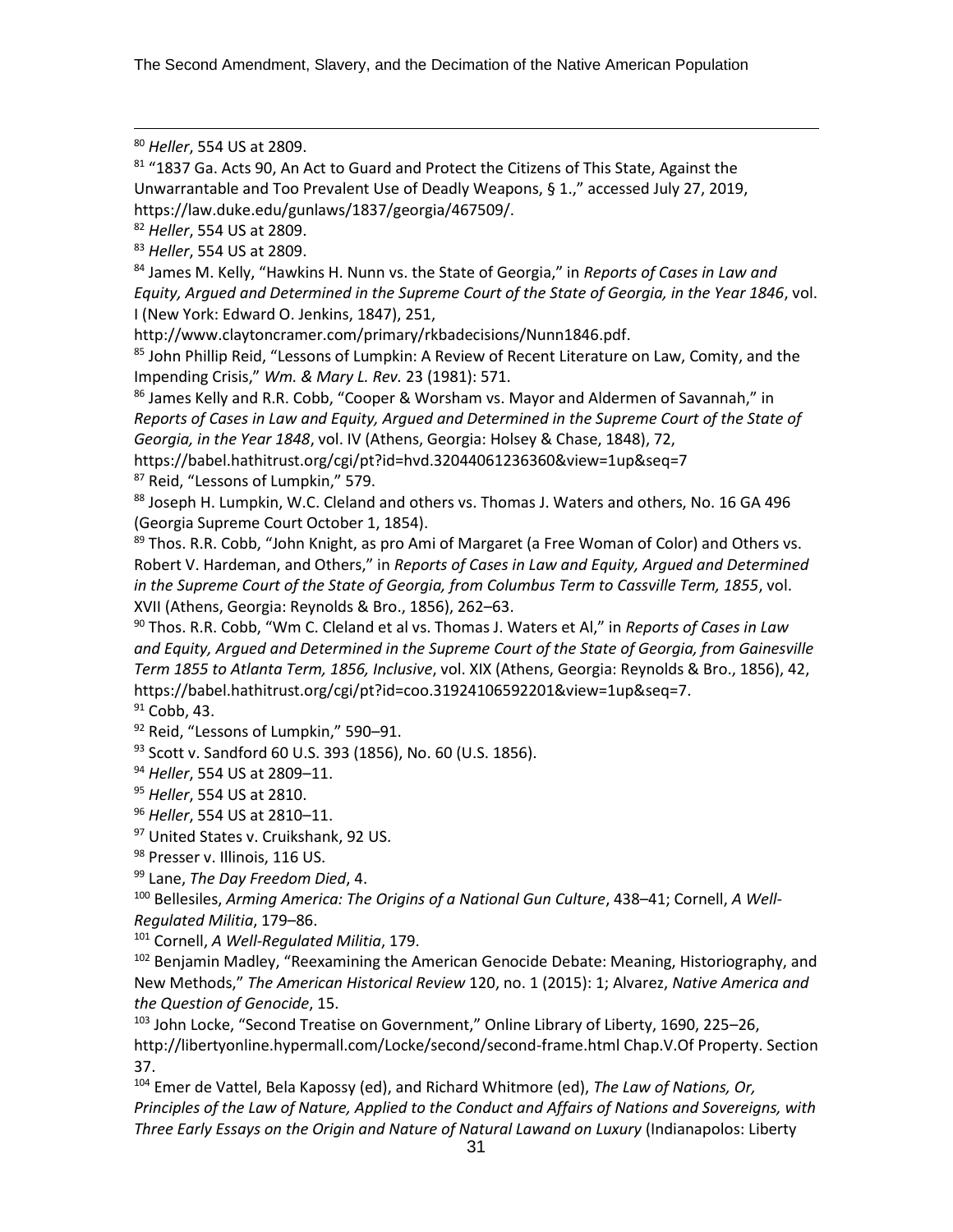[80] *Heller*, 554 US at 2809.

[81] "1837 Ga. Acts 90, An Act to Guard and Protect the Citizens of This State, Against the Unwarrantable and Too Prevalent Use of Deadly Weapons, § 1.," accessed July 27, 2019, https://law.duke.edu/gunlaws/1837/georgia/467509/.

[82] *Heller*, 554 US at 2809.

[83] *Heller*, 554 US at 2809.

[84] James M. Kelly, "Hawkins H. Nunn vs. the State of Georgia," in *Reports of Cases in Law and Equity, Argued and Determined in the Supreme Court of the State of Georgia, in the Year 1846*, vol. I (New York: Edward O. Jenkins, 1847), 251, http://www.claytoncramer.com/primary/rkbadecisions/Nunn1846.pdf.

[85] John Phillip Reid, "Lessons of Lumpkin: A Review of Recent Literature on Law, Comity, and the Impending Crisis," *Wm. & Mary L. Rev.* 23 (1981): 571.

[86] James Kelly and R.R. Cobb, "Cooper & Worsham vs. Mayor and Aldermen of Savannah," in *Reports of Cases in Law and Equity, Argued and Determined in the Supreme Court of the State of Georgia, in the Year 1848*, vol. IV (Athens, Georgia: Holsey & Chase, 1848), 72, https://babel.hathitrust.org/cgi/pt?id=hvd.32044061236360&view=1up&seq=7

[87] Reid, "Lessons of Lumpkin," 579.

[88] Joseph H. Lumpkin, W.C. Cleland and others vs. Thomas J. Waters and others, No. 16 GA 496 (Georgia Supreme Court October 1, 1854).

[89] Thos. R.R. Cobb, "John Knight, as pro Ami of Margaret (a Free Woman of Color) and Others vs. Robert V. Hardeman, and Others," in *Reports of Cases in Law and Equity, Argued and Determined in the Supreme Court of the State of Georgia, from Columbus Term to Cassville Term, 1855*, vol. XVII (Athens, Georgia: Reynolds & Bro., 1856), 262–63.

[90] Thos. R.R. Cobb, "Wm C. Cleland et al vs. Thomas J. Waters et Al," in *Reports of Cases in Law and Equity, Argued and Determined in the Supreme Court of the State of Georgia, from Gainesville Term 1855 to Atlanta Term, 1856, Inclusive*, vol. XIX (Athens, Georgia: Reynolds & Bro., 1856), 42, https://babel.hathitrust.org/cgi/pt?id=coo.31924106592201&view=1up&seq=7.

[91] Cobb, 43.

[92] Reid, "Lessons of Lumpkin," 590–91.

[93] Scott v. Sandford 60 U.S. 393 (1856), No. 60 (U.S. 1856).

[94] *Heller*, 554 US at 2809–11.

[95] *Heller*, 554 US at 2810.

[96] *Heller*, 554 US at 2810–11.

[97] United States v. Cruikshank, 92 US.

[98] Presser v. Illinois, 116 US.

[99] Lane, *The Day Freedom Died*, 4.

[100] Bellesiles, *Arming America: The Origins of a National Gun Culture*, 438–41; Cornell, *A Well-Regulated Militia*, 179–86.

[101] Cornell, *A Well-Regulated Militia*, 179.

[102] Benjamin Madley, "Reexamining the American Genocide Debate: Meaning, Historiography, and New Methods," *The American Historical Review* 120, no. 1 (2015): 1; Alvarez, *Native America and the Question of Genocide*, 15.

[103] John Locke, "Second Treatise on Government," Online Library of Liberty, 1690, 225–26, http://libertyonline.hypermall.com/Locke/second/second-frame.html Chap.V.Of Property. Section 37.

[104] Emer de Vattel, Bela Kapossy (ed), and Richard Whitmore (ed), *The Law of Nations, Or, Principles of the Law of Nature, Applied to the Conduct and Affairs of Nations and Sovereigns, with Three Early Essays on the Origin and Nature of Natural Lawand on Luxury* (Indianapolos: Liberty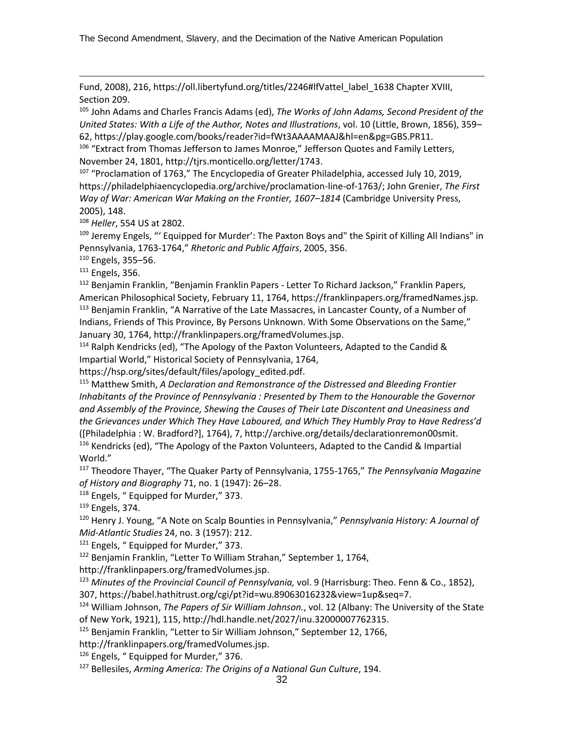Fund, 2008), 216, https://oll.libertyfund.org/titles/2246#lfVattel_label_1638 Chapter XVIII, Section 209.

[105] John Adams and Charles Francis Adams (ed), *The Works of John Adams, Second President of the United States: With a Life of the Author, Notes and Illustrations*, vol. 10 (Little, Brown, 1856), 359–62, https://play.google.com/books/reader?id=fWt3AAAAMAAJ&hl=en&pg=GBS.PR11.

[106] "Extract from Thomas Jefferson to James Monroe," Jefferson Quotes and Family Letters, November 24, 1801, http://tjrs.monticello.org/letter/1743.

[107] "Proclamation of 1763," The Encyclopedia of Greater Philadelphia, accessed July 10, 2019, https://philadelphiaencyclopedia.org/archive/proclamation-line-of-1763/; John Grenier, *The First Way of War: American War Making on the Frontier, 1607–1814* (Cambridge University Press, 2005), 148.

[108] *Heller*, 554 US at 2802.

[109] Jeremy Engels, "' Equipped for Murder': The Paxton Boys and" the Spirit of Killing All Indians" in Pennsylvania, 1763-1764," *Rhetoric and Public Affairs*, 2005, 356.

[110] Engels, 355–56.

[111] Engels, 356.

[112] Benjamin Franklin, "Benjamin Franklin Papers - Letter To Richard Jackson," Franklin Papers, American Philosophical Society, February 11, 1764, https://franklinpapers.org/framedNames.jsp.

[113] Benjamin Franklin, "A Narrative of the Late Massacres, in Lancaster County, of a Number of Indians, Friends of This Province, By Persons Unknown. With Some Observations on the Same," January 30, 1764, http://franklinpapers.org/framedVolumes.jsp.

[114] Ralph Kendricks (ed), "The Apology of the Paxton Volunteers, Adapted to the Candid & Impartial World," Historical Society of Pennsylvania, 1764, https://hsp.org/sites/default/files/apology_edited.pdf.

[115] Matthew Smith, *A Declaration and Remonstrance of the Distressed and Bleeding Frontier Inhabitants of the Province of Pennsylvania : Presented by Them to the Honourable the Governor and Assembly of the Province, Shewing the Causes of Their Late Discontent and Uneasiness and the Grievances under Which They Have Laboured, and Which They Humbly Pray to Have Redress'd* ([Philadelphia : W. Bradford?], 1764), 7, http://archive.org/details/declarationremon00smit.

[116] Kendricks (ed), "The Apology of the Paxton Volunteers, Adapted to the Candid & Impartial World."

[117] Theodore Thayer, "The Quaker Party of Pennsylvania, 1755-1765," *The Pennsylvania Magazine of History and Biography* 71, no. 1 (1947): 26–28.

[118] Engels, " Equipped for Murder," 373.

[119] Engels, 374.

[120] Henry J. Young, "A Note on Scalp Bounties in Pennsylvania," *Pennsylvania History: A Journal of Mid-Atlantic Studies* 24, no. 3 (1957): 212.

[121] Engels, " Equipped for Murder," 373.

[122] Benjamin Franklin, "Letter To William Strahan," September 1, 1764, http://franklinpapers.org/framedVolumes.jsp.

[123] *Minutes of the Provincial Council of Pennsylvania,* vol. 9 (Harrisburg: Theo. Fenn & Co., 1852), 307, https://babel.hathitrust.org/cgi/pt?id=wu.89063016232&view=1up&seq=7.

[124] William Johnson, *The Papers of Sir William Johnson.*, vol. 12 (Albany: The University of the State of New York, 1921), 115, http://hdl.handle.net/2027/inu.32000007762315.

[125] Benjamin Franklin, "Letter to Sir William Johnson," September 12, 1766, http://franklinpapers.org/framedVolumes.jsp.

[126] Engels, " Equipped for Murder," 376.

[127] Bellesiles, *Arming America: The Origins of a National Gun Culture*, 194.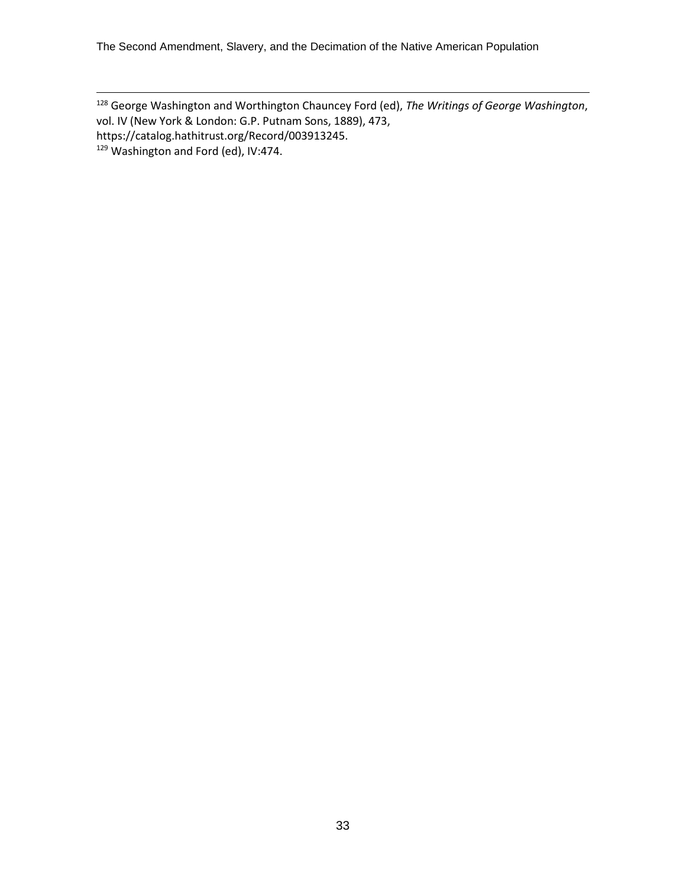[128] George Washington and Worthington Chauncey Ford (ed), *The Writings of George Washington*, vol. IV (New York & London: G.P. Putnam Sons, 1889), 473, https://catalog.hathitrust.org/Record/003913245.

[129] Washington and Ford (ed), IV:474.